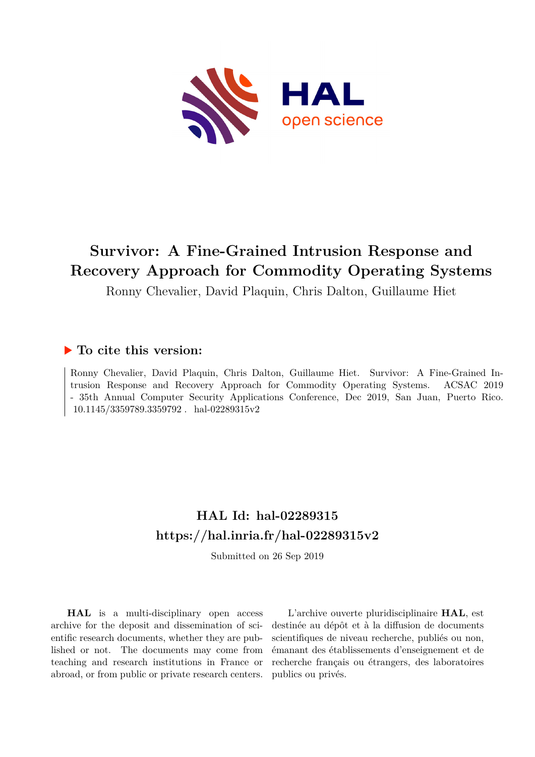# Survivor: A Fine-Grained Intrusion Response and Recovery Approach for Commodity Operating Systems

Ronny Chevalier, David Plaquin, Chris Dalton, Guillaume Hiet

## ▶ To cite this version:

Ronny Chevalier, David Plaquin, Chris Dalton, Guillaume Hiet. Survivor: A Fine-Grained Intrusion Response and Recovery Approach for Commodity Operating Systems. ACSAC 2019 - 35th Annual Computer Security Applications Conference, Dec 2019, San Juan, Puerto Rico. 10.1145/3359789.3359792 . hal-02289315v2

## HAL Id: hal-02289315

## https://hal.inria.fr/hal-02289315v2

Submitted on 26 Sep 2019

**HAL** is a multi-disciplinary open access archive for the deposit and dissemination of scientific research documents, whether they are published or not. The documents may come from teaching and research institutions in France or abroad, or from public or private research centers.

L'archive ouverte pluridisciplinaire **HAL**, est destinée au dépôt et à la diffusion de documents scientifiques de niveau recherche, publiés ou non, émanant des établissements d'enseignement et de recherche français ou étrangers, des laboratoires publics ou privés.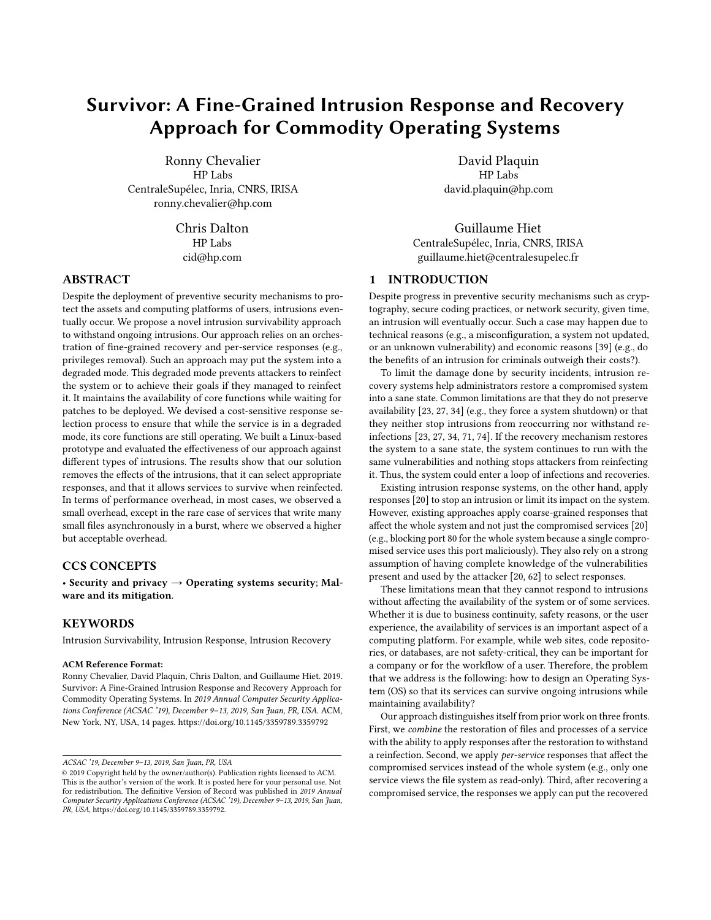# Survivor: A Fine-Grained Intrusion Response and Recovery Approach for Commodity Operating Systems

Ronny Chevalier
HP Labs
CentraleSupélec, Inria, CNRS, IRISA
ronny.chevalier@hp.com

David Plaquin
HP Labs
david.plaquin@hp.com

Chris Dalton
HP Labs
cid@hp.com

Guillaume Hiet
CentraleSupélec, Inria, CNRS, IRISA
guillaume.hiet@centralesupelec.fr

## ABSTRACT

Despite the deployment of preventive security mechanisms to protect the assets and computing platforms of users, intrusions eventually occur. We propose a novel intrusion survivability approach to withstand ongoing intrusions. Our approach relies on an orchestration of fine-grained recovery and per-service responses (e.g., privileges removal). Such an approach may put the system into a degraded mode. This degraded mode prevents attackers to reinfect the system or to achieve their goals if they managed to reinfect it. It maintains the availability of core functions while waiting for patches to be deployed. We devised a cost-sensitive response selection process to ensure that while the service is in a degraded mode, its core functions are still operating. We built a Linux-based prototype and evaluated the effectiveness of our approach against different types of intrusions. The results show that our solution removes the effects of the intrusions, that it can select appropriate responses, and that it allows services to survive when reinfected. In terms of performance overhead, in most cases, we observed a small overhead, except in the rare case of services that write many small files asynchronously in a burst, where we observed a higher but acceptable overhead.

## CCS CONCEPTS

• **Security and privacy** → **Operating systems security**; **Malware and its mitigation**.

## KEYWORDS

Intrusion Survivability, Intrusion Response, Intrusion Recovery

#### ACM Reference Format:

Ronny Chevalier, David Plaquin, Chris Dalton, and Guillaume Hiet. 2019. Survivor: A Fine-Grained Intrusion Response and Recovery Approach for Commodity Operating Systems. In *2019 Annual Computer Security Applications Conference (ACSAC '19), December 9–13, 2019, San Juan, PR, USA.* ACM, New York, NY, USA, 14 pages. https://doi.org/10.1145/3359789.3359792

*ACSAC '19, December 9–13, 2019, San Juan, PR, USA*
© 2019 Copyright held by the owner/author(s). Publication rights licensed to ACM. This is the author's version of the work. It is posted here for your personal use. Not for redistribution. The definitive Version of Record was published in *2019 Annual Computer Security Applications Conference (ACSAC '19), December 9–13, 2019, San Juan, PR, USA*, https://doi.org/10.1145/3359789.3359792.

## 1 INTRODUCTION

Despite progress in preventive security mechanisms such as cryptography, secure coding practices, or network security, given time, an intrusion will eventually occur. Such a case may happen due to technical reasons (e.g., a misconfiguration, a system not updated, or an unknown vulnerability) and economic reasons [39] (e.g., do the benefits of an intrusion for criminals outweigh their costs?).

To limit the damage done by security incidents, intrusion recovery systems help administrators restore a compromised system into a sane state. Common limitations are that they do not preserve availability [23, 27, 34] (e.g., they force a system shutdown) or that they neither stop intrusions from reoccurring nor withstand reinfections [23, 27, 34, 71, 74]. If the recovery mechanism restores the system to a sane state, the system continues to run with the same vulnerabilities and nothing stops attackers from reinfecting it. Thus, the system could enter a loop of infections and recoveries.

Existing intrusion response systems, on the other hand, apply responses [20] to stop an intrusion or limit its impact on the system. However, existing approaches apply coarse-grained responses that affect the whole system and not just the compromised services [20] (e.g., blocking port 80 for the whole system because a single compromised service uses this port maliciously). They also rely on a strong assumption of having complete knowledge of the vulnerabilities present and used by the attacker [20, 62] to select responses.

These limitations mean that they cannot respond to intrusions without affecting the availability of the system or of some services. Whether it is due to business continuity, safety reasons, or the user experience, the availability of services is an important aspect of a computing platform. For example, while web sites, code repositories, or databases, are not safety-critical, they can be important for a company or for the workflow of a user. Therefore, the problem that we address is the following: how to design an Operating System (OS) so that its services can survive ongoing intrusions while maintaining availability?

Our approach distinguishes itself from prior work on three fronts. First, we *combine* the restoration of files and processes of a service with the ability to apply responses after the restoration to withstand a reinfection. Second, we apply *per-service* responses that affect the compromised services instead of the whole system (e.g., only one service views the file system as read-only). Third, after recovering a compromised service, the responses we apply can put the recovered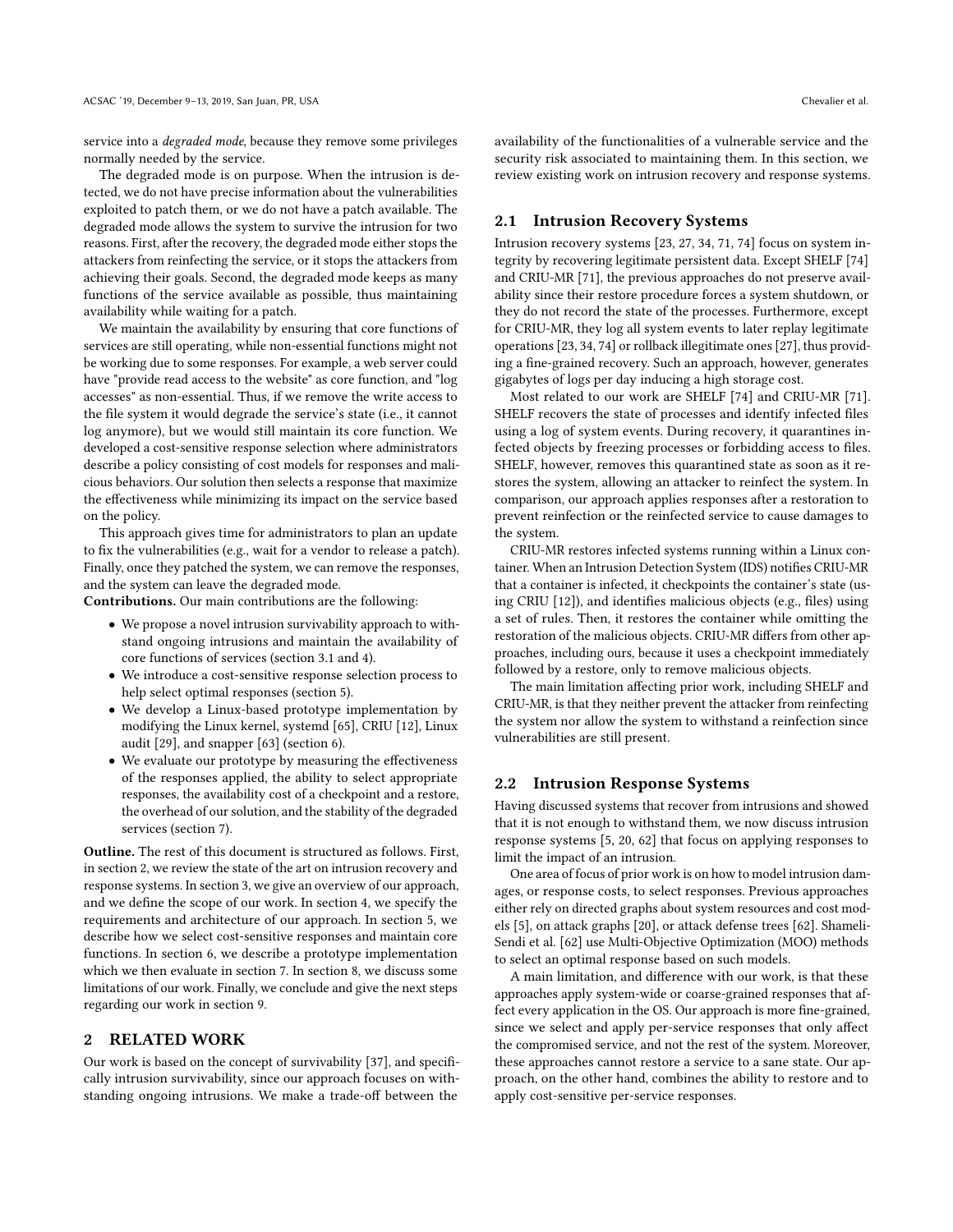service into a *degraded mode*, because they remove some privileges normally needed by the service.

The degraded mode is on purpose. When the intrusion is detected, we do not have precise information about the vulnerabilities exploited to patch them, or we do not have a patch available. The degraded mode allows the system to survive the intrusion for two reasons. First, after the recovery, the degraded mode either stops the attackers from reinfecting the service, or it stops the attackers from achieving their goals. Second, the degraded mode keeps as many functions of the service available as possible, thus maintaining availability while waiting for a patch.

We maintain the availability by ensuring that core functions of services are still operating, while non-essential functions might not be working due to some responses. For example, a web server could have "provide read access to the website" as core function, and "log accesses" as non-essential. Thus, if we remove the write access to the file system it would degrade the service's state (i.e., it cannot log anymore), but we would still maintain its core function. We developed a cost-sensitive response selection where administrators describe a policy consisting of cost models for responses and malicious behaviors. Our solution then selects a response that maximize the effectiveness while minimizing its impact on the service based on the policy.

This approach gives time for administrators to plan an update to fix the vulnerabilities (e.g., wait for a vendor to release a patch). Finally, once they patched the system, we can remove the responses, and the system can leave the degraded mode.

**Contributions.** Our main contributions are the following:

- We propose a novel intrusion survivability approach to withstand ongoing intrusions and maintain the availability of core functions of services (section 3.1 and 4).
- We introduce a cost-sensitive response selection process to help select optimal responses (section 5).
- We develop a Linux-based prototype implementation by modifying the Linux kernel, systemd [65], CRIU [12], Linux audit [29], and snapper [63] (section 6).
- We evaluate our prototype by measuring the effectiveness of the responses applied, the ability to select appropriate responses, the availability cost of a checkpoint and a restore, the overhead of our solution, and the stability of the degraded services (section 7).

**Outline.** The rest of this document is structured as follows. First, in section 2, we review the state of the art on intrusion recovery and response systems. In section 3, we give an overview of our approach, and we define the scope of our work. In section 4, we specify the requirements and architecture of our approach. In section 5, we describe how we select cost-sensitive responses and maintain core functions. In section 6, we describe a prototype implementation which we then evaluate in section 7. In section 8, we discuss some limitations of our work. Finally, we conclude and give the next steps regarding our work in section 9.

## 2 RELATED WORK

Our work is based on the concept of survivability [37], and specifically intrusion survivability, since our approach focuses on withstanding ongoing intrusions. We make a trade-off between the availability of the functionalities of a vulnerable service and the security risk associated to maintaining them. In this section, we review existing work on intrusion recovery and response systems.

### 2.1 Intrusion Recovery Systems

Intrusion recovery systems [23, 27, 34, 71, 74] focus on system integrity by recovering legitimate persistent data. Except SHELF [74] and CRIU-MR [71], the previous approaches do not preserve availability since their restore procedure forces a system shutdown, or they do not record the state of the processes. Furthermore, except for CRIU-MR, they log all system events to later replay legitimate operations [23, 34, 74] or rollback illegitimate ones [27], thus providing a fine-grained recovery. Such an approach, however, generates gigabytes of logs per day inducing a high storage cost.

Most related to our work are SHELF [74] and CRIU-MR [71]. SHELF recovers the state of processes and identify infected files using a log of system events. During recovery, it quarantines infected objects by freezing processes or forbidding access to files. SHELF, however, removes this quarantined state as soon as it restores the system, allowing an attacker to reinfect the system. In comparison, our approach applies responses after a restoration to prevent reinfection or the reinfected service to cause damages to the system.

CRIU-MR restores infected systems running within a Linux container. When an Intrusion Detection System (IDS) notifies CRIU-MR that a container is infected, it checkpoints the container's state (using CRIU [12]), and identifies malicious objects (e.g., files) using a set of rules. Then, it restores the container while omitting the restoration of the malicious objects. CRIU-MR differs from other approaches, including ours, because it uses a checkpoint immediately followed by a restore, only to remove malicious objects.

The main limitation affecting prior work, including SHELF and CRIU-MR, is that they neither prevent the attacker from reinfecting the system nor allow the system to withstand a reinfection since vulnerabilities are still present.

### 2.2 Intrusion Response Systems

Having discussed systems that recover from intrusions and showed that it is not enough to withstand them, we now discuss intrusion response systems [5, 20, 62] that focus on applying responses to limit the impact of an intrusion.

One area of focus of prior work is on how to model intrusion damages, or response costs, to select responses. Previous approaches either rely on directed graphs about system resources and cost models [5], on attack graphs [20], or attack defense trees [62]. Shameli-Sendi et al. [62] use Multi-Objective Optimization (MOO) methods to select an optimal response based on such models.

A main limitation, and difference with our work, is that these approaches apply system-wide or coarse-grained responses that affect every application in the OS. Our approach is more fine-grained, since we select and apply per-service responses that only affect the compromised service, and not the rest of the system. Moreover, these approaches cannot restore a service to a sane state. Our approach, on the other hand, combines the ability to restore and to apply cost-sensitive per-service responses.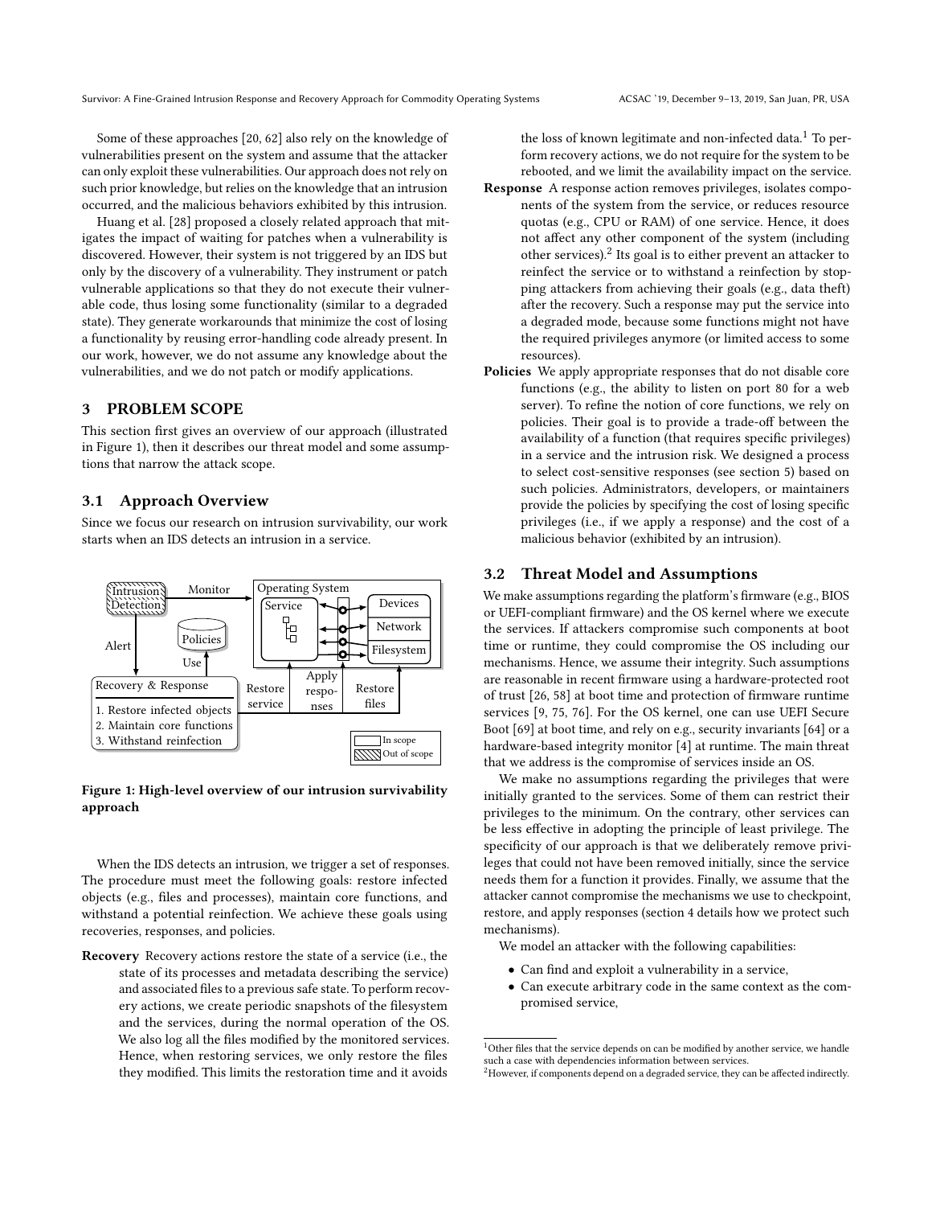Some of these approaches [20, 62] also rely on the knowledge of vulnerabilities present on the system and assume that the attacker can only exploit these vulnerabilities. Our approach does not rely on such prior knowledge, but relies on the knowledge that an intrusion occurred, and the malicious behaviors exhibited by this intrusion.

Huang et al. [28] proposed a closely related approach that mitigates the impact of waiting for patches when a vulnerability is discovered. However, their system is not triggered by an IDS but only by the discovery of a vulnerability. They instrument or patch vulnerable applications so that they do not execute their vulnerable code, thus losing some functionality (similar to a degraded state). They generate workarounds that minimize the cost of losing a functionality by reusing error-handling code already present. In our work, however, we do not assume any knowledge about the vulnerabilities, and we do not patch or modify applications.

## 3 PROBLEM SCOPE

This section first gives an overview of our approach (illustrated in Figure 1), then it describes our threat model and some assumptions that narrow the attack scope.

### 3.1 Approach Overview

Since we focus our research on intrusion survivability, our work starts when an IDS detects an intrusion in a service.

**Figure 1: High-level overview of our intrusion survivability approach**

When the IDS detects an intrusion, we trigger a set of responses. The procedure must meet the following goals: restore infected objects (e.g., files and processes), maintain core functions, and withstand a potential reinfection. We achieve these goals using recoveries, responses, and policies.

**Recovery** Recovery actions restore the state of a service (i.e., the state of its processes and metadata describing the service) and associated files to a previous safe state. To perform recovery actions, we create periodic snapshots of the filesystem and the services, during the normal operation of the OS. We also log all the files modified by the monitored services. Hence, when restoring services, we only restore the files they modified. This limits the restoration time and it avoids the loss of known legitimate and non-infected data.[1] To perform recovery actions, we do not require for the system to be rebooted, and we limit the availability impact on the service.

**Response** A response action removes privileges, isolates components of the system from the service, or reduces resource quotas (e.g., CPU or RAM) of one service. Hence, it does not affect any other component of the system (including other services).[2] Its goal is to either prevent an attacker to reinfect the service or to withstand a reinfection by stopping attackers from achieving their goals (e.g., data theft) after the recovery. Such a response may put the service into a degraded mode, because some functions might not have the required privileges anymore (or limited access to some resources).

**Policies** We apply appropriate responses that do not disable core functions (e.g., the ability to listen on port 80 for a web server). To refine the notion of core functions, we rely on policies. Their goal is to provide a trade-off between the availability of a function (that requires specific privileges) in a service and the intrusion risk. We designed a process to select cost-sensitive responses (see section 5) based on such policies. Administrators, developers, or maintainers provide the policies by specifying the cost of losing specific privileges (i.e., if we apply a response) and the cost of a malicious behavior (exhibited by an intrusion).

### 3.2 Threat Model and Assumptions

We make assumptions regarding the platform's firmware (e.g., BIOS or UEFI-compliant firmware) and the OS kernel where we execute the services. If attackers compromise such components at boot time or runtime, they could compromise the OS including our mechanisms. Hence, we assume their integrity. Such assumptions are reasonable in recent firmware using a hardware-protected root of trust [26, 58] at boot time and protection of firmware runtime services [9, 75, 76]. For the OS kernel, one can use UEFI Secure Boot [69] at boot time, and rely on e.g., security invariants [64] or a hardware-based integrity monitor [4] at runtime. The main threat that we address is the compromise of services inside an OS.

We make no assumptions regarding the privileges that were initially granted to the services. Some of them can restrict their privileges to the minimum. On the contrary, other services can be less effective in adopting the principle of least privilege. The specificity of our approach is that we deliberately remove privileges that could not have been removed initially, since the service needs them for a function it provides. Finally, we assume that the attacker cannot compromise the mechanisms we use to checkpoint, restore, and apply responses (section 4 details how we protect such mechanisms).

We model an attacker with the following capabilities:

- Can find and exploit a vulnerability in a service,
- Can execute arbitrary code in the same context as the compromised service,

[1] Other files that the service depends on can be modified by another service, we handle such a case with dependencies information between services.

[2] However, if components depend on a degraded service, they can be affected indirectly.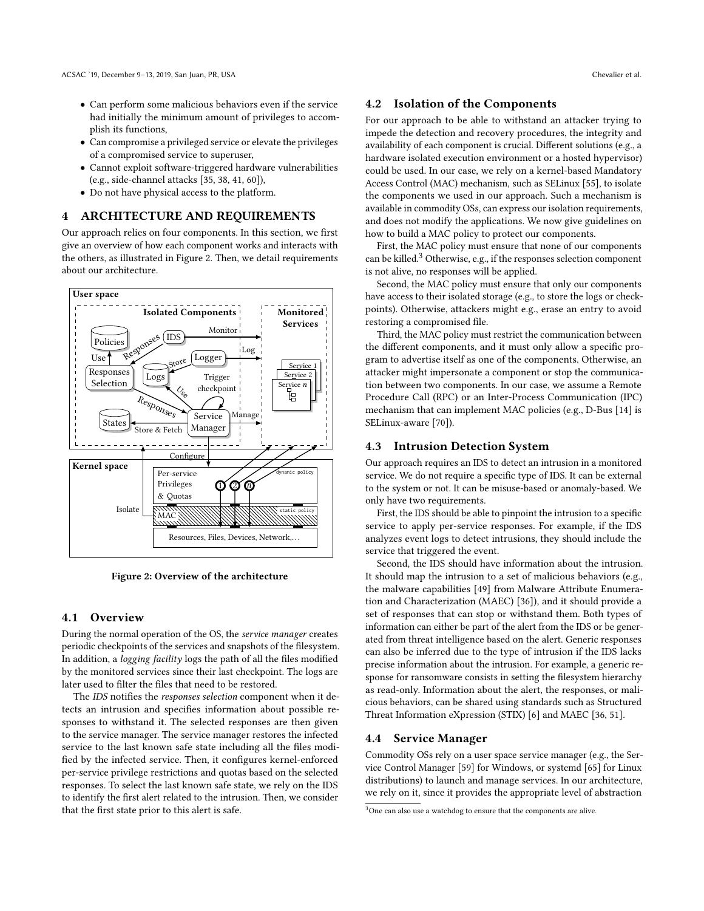- Can perform some malicious behaviors even if the service had initially the minimum amount of privileges to accomplish its functions,
- Can compromise a privileged service or elevate the privileges of a compromised service to superuser,
- Cannot exploit software-triggered hardware vulnerabilities (e.g., side-channel attacks [35, 38, 41, 60]),
- Do not have physical access to the platform.

## 4 ARCHITECTURE AND REQUIREMENTS

Our approach relies on four components. In this section, we first give an overview of how each component works and interacts with the others, as illustrated in Figure 2. Then, we detail requirements about our architecture.

**Figure 2: Overview of the architecture**

### 4.1 Overview

During the normal operation of the OS, the *service manager* creates periodic checkpoints of the services and snapshots of the filesystem. In addition, a *logging facility* logs the path of all the files modified by the monitored services since their last checkpoint. The logs are later used to filter the files that need to be restored.

The *IDS* notifies the *responses selection* component when it detects an intrusion and specifies information about possible responses to withstand it. The selected responses are then given to the service manager. The service manager restores the infected service to the last known safe state including all the files modified by the infected service. Then, it configures kernel-enforced per-service privilege restrictions and quotas based on the selected responses. To select the last known safe state, we rely on the IDS to identify the first alert related to the intrusion. Then, we consider that the first state prior to this alert is safe.

### 4.2 Isolation of the Components

For our approach to be able to withstand an attacker trying to impede the detection and recovery procedures, the integrity and availability of each component is crucial. Different solutions (e.g., a hardware isolated execution environment or a hosted hypervisor) could be used. In our case, we rely on a kernel-based Mandatory Access Control (MAC) mechanism, such as SELinux [55], to isolate the components we used in our approach. Such a mechanism is available in commodity OSs, can express our isolation requirements, and does not modify the applications. We now give guidelines on how to build a MAC policy to protect our components.

First, the MAC policy must ensure that none of our components can be killed.[3] Otherwise, e.g., if the responses selection component is not alive, no responses will be applied.

Second, the MAC policy must ensure that only our components have access to their isolated storage (e.g., to store the logs or checkpoints). Otherwise, attackers might e.g., erase an entry to avoid restoring a compromised file.

Third, the MAC policy must restrict the communication between the different components, and it must only allow a specific program to advertise itself as one of the components. Otherwise, an attacker might impersonate a component or stop the communication between two components. In our case, we assume a Remote Procedure Call (RPC) or an Inter-Process Communication (IPC) mechanism that can implement MAC policies (e.g., D-Bus [14] is SELinux-aware [70]).

### 4.3 Intrusion Detection System

Our approach requires an IDS to detect an intrusion in a monitored service. We do not require a specific type of IDS. It can be external to the system or not. It can be misuse-based or anomaly-based. We only have two requirements.

First, the IDS should be able to pinpoint the intrusion to a specific service to apply per-service responses. For example, if the IDS analyzes event logs to detect intrusions, they should include the service that triggered the event.

Second, the IDS should have information about the intrusion. It should map the intrusion to a set of malicious behaviors (e.g., the malware capabilities [49] from Malware Attribute Enumeration and Characterization (MAEC) [36]), and it should provide a set of responses that can stop or withstand them. Both types of information can either be part of the alert from the IDS or be generated from threat intelligence based on the alert. Generic responses can also be inferred due to the type of intrusion if the IDS lacks precise information about the intrusion. For example, a generic response for ransomware consists in setting the filesystem hierarchy as read-only. Information about the alert, the responses, or malicious behaviors, can be shared using standards such as Structured Threat Information eXpression (STIX) [6] and MAEC [36, 51].

### 4.4 Service Manager

Commodity OSs rely on a user space service manager (e.g., the Service Control Manager [59] for Windows, or systemd [65] for Linux distributions) to launch and manage services. In our architecture, we rely on it, since it provides the appropriate level of abstraction

[3] One can also use a watchdog to ensure that the components are alive.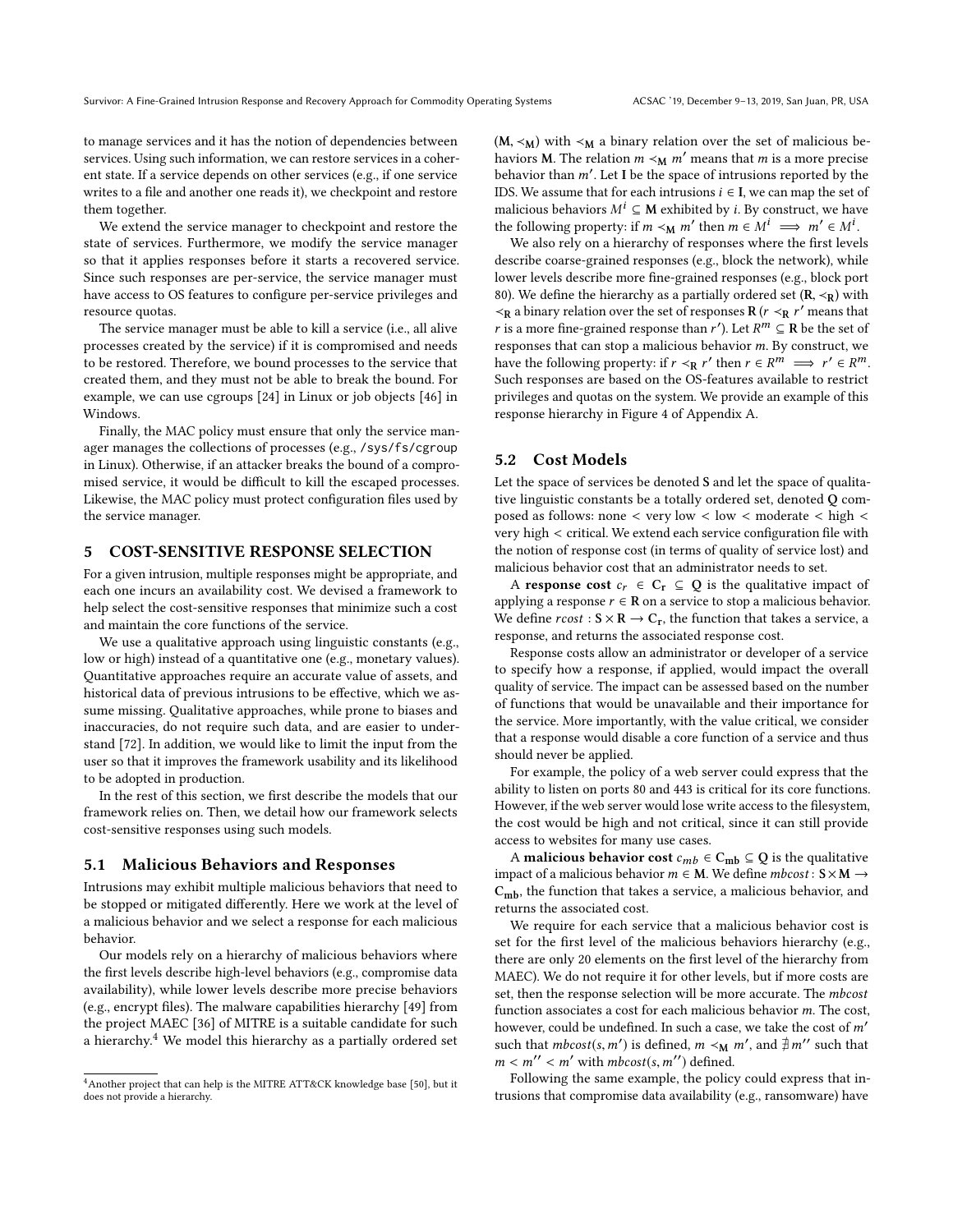to manage services and it has the notion of dependencies between services. Using such information, we can restore services in a coherent state. If a service depends on other services (e.g., if one service writes to a file and another one reads it), we checkpoint and restore them together.

We extend the service manager to checkpoint and restore the state of services. Furthermore, we modify the service manager so that it applies responses before it starts a recovered service. Since such responses are per-service, the service manager must have access to OS features to configure per-service privileges and resource quotas.

The service manager must be able to kill a service (i.e., all alive processes created by the service) if it is compromised and needs to be restored. Therefore, we bound processes to the service that created them, and they must not be able to break the bound. For example, we can use cgroups [24] in Linux or job objects [46] in Windows.

Finally, the MAC policy must ensure that only the service manager manages the collections of processes (e.g., /sys/fs/cgroup in Linux). Otherwise, if an attacker breaks the bound of a compromised service, it would be difficult to kill the escaped processes. Likewise, the MAC policy must protect configuration files used by the service manager.

# 5 COST-SENSITIVE RESPONSE SELECTION

For a given intrusion, multiple responses might be appropriate, and each one incurs an availability cost. We devised a framework to help select the cost-sensitive responses that minimize such a cost and maintain the core functions of the service.

We use a qualitative approach using linguistic constants (e.g., low or high) instead of a quantitative one (e.g., monetary values). Quantitative approaches require an accurate value of assets, and historical data of previous intrusions to be effective, which we assume missing. Qualitative approaches, while prone to biases and inaccuracies, do not require such data, and are easier to understand [72]. In addition, we would like to limit the input from the user so that it improves the framework usability and its likelihood to be adopted in production.

In the rest of this section, we first describe the models that our framework relies on. Then, we detail how our framework selects cost-sensitive responses using such models.

## 5.1 Malicious Behaviors and Responses

Intrusions may exhibit multiple malicious behaviors that need to be stopped or mitigated differently. Here we work at the level of a malicious behavior and we select a response for each malicious behavior.

Our models rely on a hierarchy of malicious behaviors where the first levels describe high-level behaviors (e.g., compromise data availability), while lower levels describe more precise behaviors (e.g., encrypt files). The malware capabilities hierarchy [49] from the project MAEC [36] of MITRE is a suitable candidate for such a hierarchy.[4] We model this hierarchy as a partially ordered set $(\mathbf{M}, \prec_{\mathbf{M}})$ with $\prec_{\mathbf{M}}$ a binary relation over the set of malicious behaviors $\mathbf{M}$. The relation $m \prec_{\mathbf{M}} m'$ means that $m$ is a more precise behavior than $m'$. Let $\mathbf{I}$ be the space of intrusions reported by the IDS. We assume that for each intrusions $i \in \mathbf{I}$, we can map the set of malicious behaviors $M^i \subseteq \mathbf{M}$ exhibited by $i$. By construct, we have the following property: if $m \prec_{\mathbf{M}} m'$ then $m \in M^i \implies m' \in M^i$.

We also rely on a hierarchy of responses where the first levels describe coarse-grained responses (e.g., block the network), while lower levels describe more fine-grained responses (e.g., block port 80). We define the hierarchy as a partially ordered set $(\mathbf{R}, \prec_{\mathbf{R}})$ with $\prec_{\mathbf{R}}$ a binary relation over the set of responses $\mathbf{R}$ ($r \prec_{\mathbf{R}} r'$ means that $r$ is a more fine-grained response than $r'$). Let $R^m \subseteq \mathbf{R}$ be the set of responses that can stop a malicious behavior $m$. By construct, we have the following property: if $r \prec_{\mathbf{R}} r'$ then $r \in R^m \implies r' \in R^m$. Such responses are based on the OS-features available to restrict privileges and quotas on the system. We provide an example of this response hierarchy in Figure 4 of Appendix A.

## 5.2 Cost Models

Let the space of services be denoted $\mathbf{S}$ and let the space of qualitative linguistic constants be a totally ordered set, denoted $\mathbf{Q}$ composed as follows: none < very low < low < moderate < high < very high < critical. We extend each service configuration file with the notion of response cost (in terms of quality of service lost) and malicious behavior cost that an administrator needs to set.

A **response cost** $c_r \in \mathbf{C_r} \subseteq \mathbf{Q}$ is the qualitative impact of applying a response $r \in \mathbf{R}$ on a service to stop a malicious behavior. We define $rcost : \mathbf{S} \times \mathbf{R} \rightarrow \mathbf{C_r}$, the function that takes a service, a response, and returns the associated response cost.

Response costs allow an administrator or developer of a service to specify how a response, if applied, would impact the overall quality of service. The impact can be assessed based on the number of functions that would be unavailable and their importance for the service. More importantly, with the value critical, we consider that a response would disable a core function of a service and thus should never be applied.

For example, the policy of a web server could express that the ability to listen on ports 80 and 443 is critical for its core functions. However, if the web server would lose write access to the filesystem, the cost would be high and not critical, since it can still provide access to websites for many use cases.

A **malicious behavior cost** $c_{mb} \in \mathbf{C_{mb}} \subseteq \mathbf{Q}$ is the qualitative impact of a malicious behavior $m \in \mathbf{M}$. We define $mbcost : \mathbf{S} \times \mathbf{M} \rightarrow \mathbf{C_{mb}}$, the function that takes a service, a malicious behavior, and returns the associated cost.

We require for each service that a malicious behavior cost is set for the first level of the malicious behaviors hierarchy (e.g., there are only 20 elements on the first level of the hierarchy from MAEC). We do not require it for other levels, but if more costs are set, then the response selection will be more accurate. The *mbcost* function associates a cost for each malicious behavior $m$. The cost, however, could be undefined. In such a case, we take the cost of $m'$ such that $mbcost(s, m')$ is defined, $m \prec_{\mathbf{M}} m'$, and $\nexists m''$ such that $m < m'' < m'$ with $mbcost(s, m'')$ defined.

Following the same example, the policy could express that intrusions that compromise data availability (e.g., ransomware) have

[4] Another project that can help is the MITRE ATT&CK knowledge base [50], but it does not provide a hierarchy.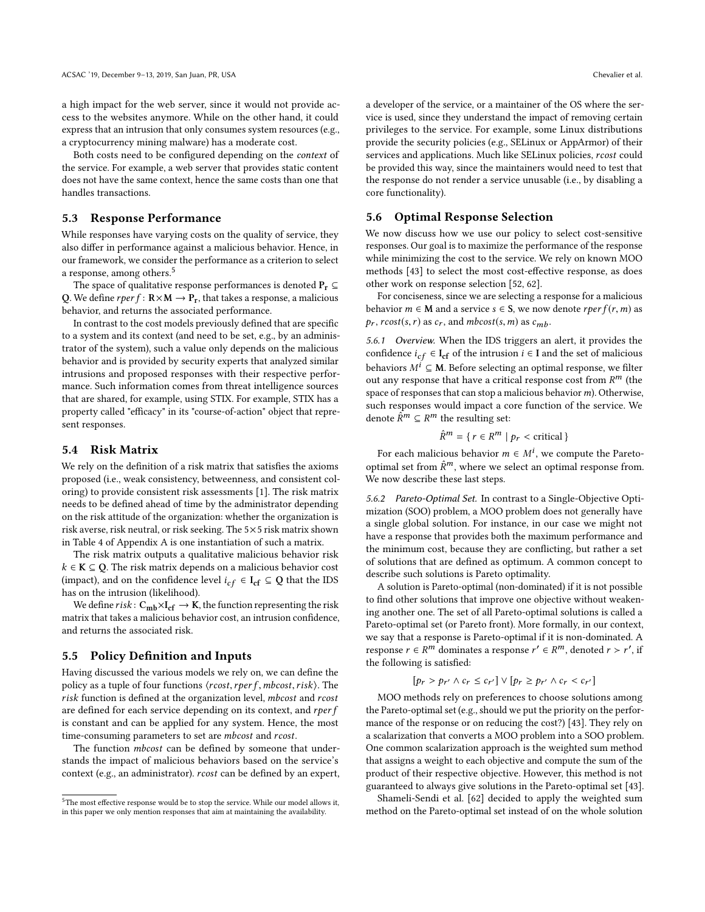a high impact for the web server, since it would not provide access to the websites anymore. While on the other hand, it could express that an intrusion that only consumes system resources (e.g., a cryptocurrency mining malware) has a moderate cost.

Both costs need to be configured depending on the *context* of the service. For example, a web server that provides static content does not have the same context, hence the same costs than one that handles transactions.

## 5.3 Response Performance

While responses have varying costs on the quality of service, they also differ in performance against a malicious behavior. Hence, in our framework, we consider the performance as a criterion to select a response, among others.[5]

The space of qualitative response performances is denoted $\mathbf{P_r} \subseteq \mathbf{Q}$. We define $rperf : \mathbf{R}{\times}\mathbf{M} \rightarrow \mathbf{P_r}$, that takes a response, a malicious behavior, and returns the associated performance.

In contrast to the cost models previously defined that are specific to a system and its context (and need to be set, e.g., by an administrator of the system), such a value only depends on the malicious behavior and is provided by security experts that analyzed similar intrusions and proposed responses with their respective performance. Such information comes from threat intelligence sources that are shared, for example, using STIX. For example, STIX has a property called "efficacy" in its "course-of-action" object that represent responses.

## 5.4 Risk Matrix

We rely on the definition of a risk matrix that satisfies the axioms proposed (i.e., weak consistency, betweenness, and consistent coloring) to provide consistent risk assessments [1]. The risk matrix needs to be defined ahead of time by the administrator depending on the risk attitude of the organization: whether the organization is risk averse, risk neutral, or risk seeking. The 5×5 risk matrix shown in Table 4 of Appendix A is one instantiation of such a matrix.

The risk matrix outputs a qualitative malicious behavior risk $k \in \mathbf{K} \subseteq \mathbf{Q}$. The risk matrix depends on a malicious behavior cost (impact), and on the confidence level $i_{cf} \in \mathbf{I_{cf}} \subseteq \mathbf{Q}$ that the IDS has on the intrusion (likelihood).

We define $risk : \mathbf{C_{mb}}{\times}\mathbf{I_{cf}} \rightarrow \mathbf{K}$, the function representing the risk matrix that takes a malicious behavior cost, an intrusion confidence, and returns the associated risk.

## 5.5 Policy Definition and Inputs

Having discussed the various models we rely on, we can define the policy as a tuple of four functions $\langle rcost, rperf, mbcost, risk \rangle$. The *risk* function is defined at the organization level, *mbcost* and *rcost* are defined for each service depending on its context, and *rperf* is constant and can be applied for any system. Hence, the most time-consuming parameters to set are *mbcost* and *rcost*.

The function *mbcost* can be defined by someone that understands the impact of malicious behaviors based on the service's context (e.g., an administrator). *rcost* can be defined by an expert, a developer of the service, or a maintainer of the OS where the service is used, since they understand the impact of removing certain privileges to the service. For example, some Linux distributions provide the security policies (e.g., SELinux or AppArmor) of their services and applications. Much like SELinux policies, *rcost* could be provided this way, since the maintainers would need to test that the response do not render a service unusable (i.e., by disabling a core functionality).

[5] The most effective response would be to stop the service. While our model allows it, in this paper we only mention responses that aim at maintaining the availability.

## 5.6 Optimal Response Selection

We now discuss how we use our policy to select cost-sensitive responses. Our goal is to maximize the performance of the response while minimizing the cost to the service. We rely on known MOO methods [43] to select the most cost-effective response, as does other work on response selection [52, 62].

For conciseness, since we are selecting a response for a malicious behavior $m \in \mathbf{M}$ and a service $s \in \mathbf{S}$, we now denote $rperf(r, m)$ as $p_r$, $rcost(s, r)$ as $c_r$, and $mbcost(s, m)$ as $c_{mb}$.

*5.6.1 Overview.* When the IDS triggers an alert, it provides the confidence $i_{cf} \in \mathbf{I_{cf}}$ of the intrusion $i \in \mathbf{I}$ and the set of malicious behaviors $M^i \subseteq \mathbf{M}$. Before selecting an optimal response, we filter out any response that have a critical response cost from $R^m$ (the space of responses that can stop a malicious behavior $m$). Otherwise, such responses would impact a core function of the service. We denote $\hat{R}^m \subseteq R^m$ the resulting set:

$$\hat{R}^m = \{ r \in R^m \mid p_r < \text{critical} \}$$

For each malicious behavior $m \in M^i$, we compute the Pareto-optimal set from $\hat{R}^m$, where we select an optimal response from. We now describe these last steps.

*5.6.2 Pareto-Optimal Set.* In contrast to a Single-Objective Optimization (SOO) problem, a MOO problem does not generally have a single global solution. For instance, in our case we might not have a response that provides both the maximum performance and the minimum cost, because they are conflicting, but rather a set of solutions that are defined as optimum. A common concept to describe such solutions is Pareto optimality.

A solution is Pareto-optimal (non-dominated) if it is not possible to find other solutions that improve one objective without weakening another one. The set of all Pareto-optimal solutions is called a Pareto-optimal set (or Pareto front). More formally, in our context, we say that a response is Pareto-optimal if it is non-dominated. A response $r \in R^m$ dominates a response $r' \in R^m$, denoted $r \succ r'$, if the following is satisfied:

$$[p_r > p_{r'} \wedge c_r \leq c_{r'}] \vee [p_r \geq p_{r'} \wedge c_r < c_{r'}]$$

MOO methods rely on preferences to choose solutions among the Pareto-optimal set (e.g., should we put the priority on the performance of the response or on reducing the cost?) [43]. They rely on a scalarization that converts a MOO problem into a SOO problem. One common scalarization approach is the weighted sum method that assigns a weight to each objective and compute the sum of the product of their respective objective. However, this method is not guaranteed to always give solutions in the Pareto-optimal set [43].

Shameli-Sendi et al. [62] decided to apply the weighted sum method on the Pareto-optimal set instead of on the whole solution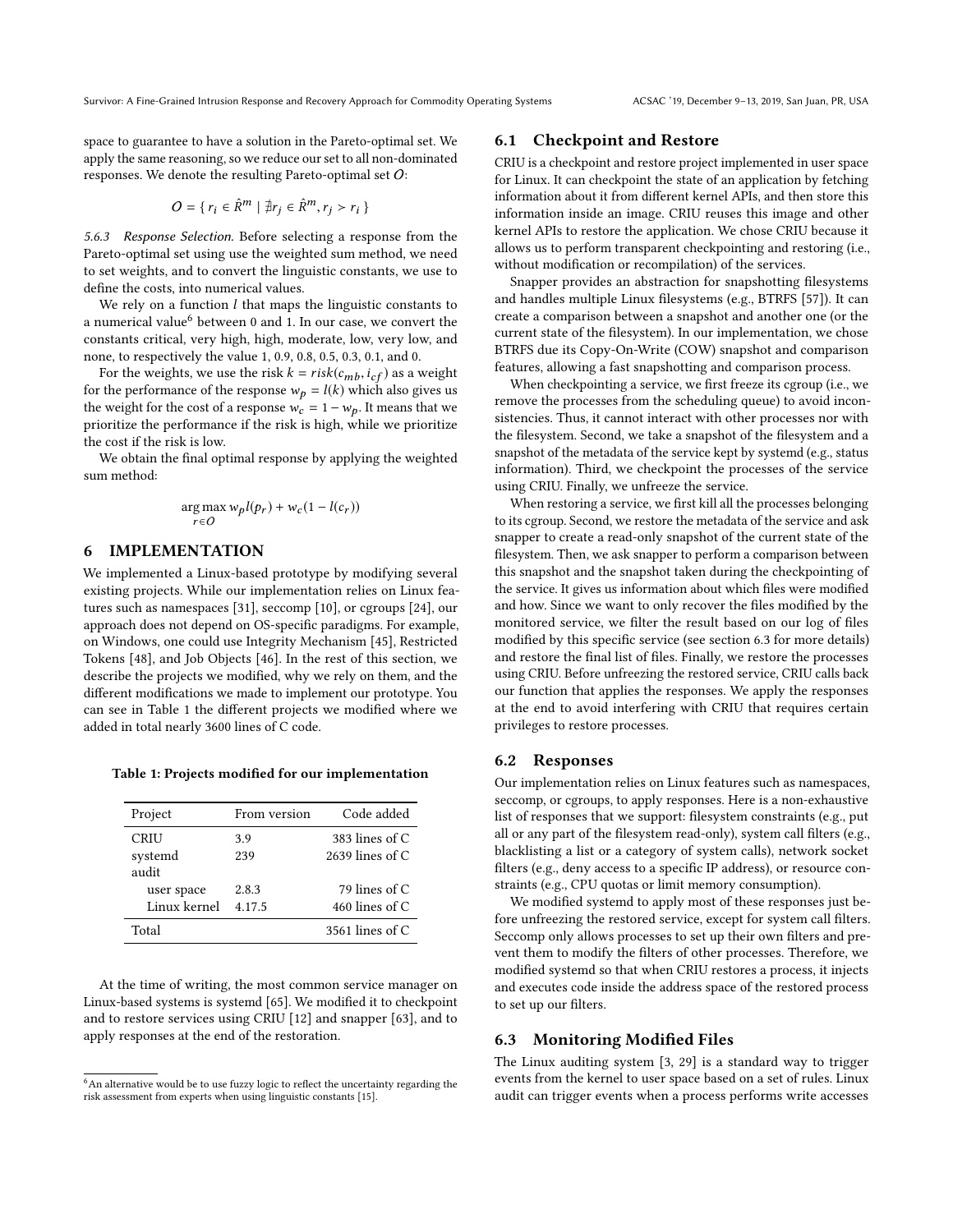space to guarantee to have a solution in the Pareto-optimal set. We apply the same reasoning, so we reduce our set to all non-dominated responses. We denote the resulting Pareto-optimal set $O$:

$$O = \{ r_i \in \hat{R}^m \mid \nexists r_j \in \hat{R}^m, r_j \succ r_i \}$$

#### 5.6.3 Response Selection.

Before selecting a response from the Pareto-optimal set using use the weighted sum method, we need to set weights, and to convert the linguistic constants, we use to define the costs, into numerical values.

We rely on a function $l$ that maps the linguistic constants to a numerical value[6] between 0 and 1. In our case, we convert the constants critical, very high, high, moderate, low, very low, and none, to respectively the value 1, 0.9, 0.8, 0.5, 0.3, 0.1, and 0.

For the weights, we use the risk $k = risk(c_{mb}, i_{cf})$ as a weight for the performance of the response $w_p = l(k)$ which also gives us the weight for the cost of a response $w_c = 1 - w_p$. It means that we prioritize the performance if the risk is high, while we prioritize the cost if the risk is low.

We obtain the final optimal response by applying the weighted sum method:

$$\underset{r \in O}{\arg\max}\, w_p l(p_r) + w_c(1 - l(c_r))$$

## 6 IMPLEMENTATION

We implemented a Linux-based prototype by modifying several existing projects. While our implementation relies on Linux features such as namespaces [31], seccomp [10], or cgroups [24], our approach does not depend on OS-specific paradigms. For example, on Windows, one could use Integrity Mechanism [45], Restricted Tokens [48], and Job Objects [46]. In the rest of this section, we describe the projects we modified, why we rely on them, and the different modifications we made to implement our prototype. You can see in Table 1 the different projects we modified where we added in total nearly 3600 lines of C code.

**Table 1: Projects modified for our implementation**

| Project | From version | Code added |
|---|---|---|
| CRIU | 3.9 | 383 lines of C |
| systemd | 239 | 2639 lines of C |
| audit | | |
| user space | 2.8.3 | 79 lines of C |
| Linux kernel | 4.17.5 | 460 lines of C |
| Total | | 3561 lines of C |

At the time of writing, the most common service manager on Linux-based systems is systemd [65]. We modified it to checkpoint and to restore services using CRIU [12] and snapper [63], and to apply responses at the end of the restoration.

[6] An alternative would be to use fuzzy logic to reflect the uncertainty regarding the risk assessment from experts when using linguistic constants [15].

### 6.1 Checkpoint and Restore

CRIU is a checkpoint and restore project implemented in user space for Linux. It can checkpoint the state of an application by fetching information about it from different kernel APIs, and then store this information inside an image. CRIU reuses this image and other kernel APIs to restore the application. We chose CRIU because it allows us to perform transparent checkpointing and restoring (i.e., without modification or recompilation) of the services.

Snapper provides an abstraction for snapshotting filesystems and handles multiple Linux filesystems (e.g., BTRFS [57]). It can create a comparison between a snapshot and another one (or the current state of the filesystem). In our implementation, we chose BTRFS due its Copy-On-Write (COW) snapshot and comparison features, allowing a fast snapshotting and comparison process.

When checkpointing a service, we first freeze its cgroup (i.e., we remove the processes from the scheduling queue) to avoid inconsistencies. Thus, it cannot interact with other processes nor with the filesystem. Second, we take a snapshot of the filesystem and a snapshot of the metadata of the service kept by systemd (e.g., status information). Third, we checkpoint the processes of the service using CRIU. Finally, we unfreeze the service.

When restoring a service, we first kill all the processes belonging to its cgroup. Second, we restore the metadata of the service and ask snapper to create a read-only snapshot of the current state of the filesystem. Then, we ask snapper to perform a comparison between this snapshot and the snapshot taken during the checkpointing of the service. It gives us information about which files were modified and how. Since we want to only recover the files modified by the monitored service, we filter the result based on our log of files modified by this specific service (see section 6.3 for more details) and restore the final list of files. Finally, we restore the processes using CRIU. Before unfreezing the restored service, CRIU calls back our function that applies the responses. We apply the responses at the end to avoid interfering with CRIU that requires certain privileges to restore processes.

### 6.2 Responses

Our implementation relies on Linux features such as namespaces, seccomp, or cgroups, to apply responses. Here is a non-exhaustive list of responses that we support: filesystem constraints (e.g., put all or any part of the filesystem read-only), system call filters (e.g., blacklisting a list or a category of system calls), network socket filters (e.g., deny access to a specific IP address), or resource constraints (e.g., CPU quotas or limit memory consumption).

We modified systemd to apply most of these responses just before unfreezing the restored service, except for system call filters. Seccomp only allows processes to set up their own filters and prevent them to modify the filters of other processes. Therefore, we modified systemd so that when CRIU restores a process, it injects and executes code inside the address space of the restored process to set up our filters.

### 6.3 Monitoring Modified Files

The Linux auditing system [3, 29] is a standard way to trigger events from the kernel to user space based on a set of rules. Linux audit can trigger events when a process performs write accesses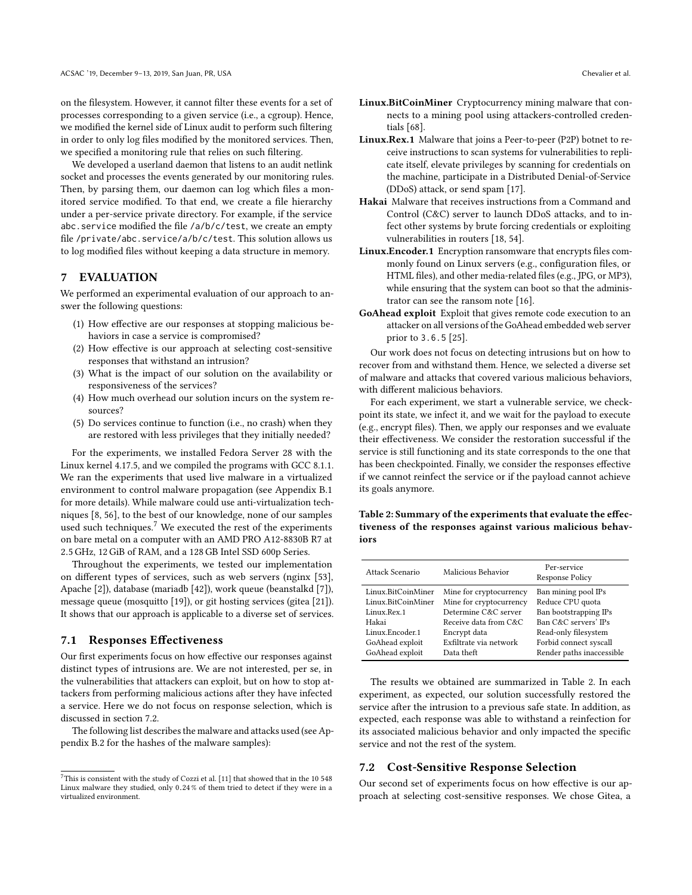on the filesystem. However, it cannot filter these events for a set of processes corresponding to a given service (i.e., a cgroup). Hence, we modified the kernel side of Linux audit to perform such filtering in order to only log files modified by the monitored services. Then, we specified a monitoring rule that relies on such filtering.

We developed a userland daemon that listens to an audit netlink socket and processes the events generated by our monitoring rules. Then, by parsing them, our daemon can log which files a monitored service modified. To that end, we create a file hierarchy under a per-service private directory. For example, if the service `abc.service` modified the file `/a/b/c/test`, we create an empty file `/private/abc.service/a/b/c/test`. This solution allows us to log modified files without keeping a data structure in memory.

## 7 EVALUATION

We performed an experimental evaluation of our approach to answer the following questions:

1. How effective are our responses at stopping malicious behaviors in case a service is compromised?
2. How effective is our approach at selecting cost-sensitive responses that withstand an intrusion?
3. What is the impact of our solution on the availability or responsiveness of the services?
4. How much overhead our solution incurs on the system resources?
5. Do services continue to function (i.e., no crash) when they are restored with less privileges that they initially needed?

For the experiments, we installed Fedora Server 28 with the Linux kernel 4.17.5, and we compiled the programs with GCC 8.1.1. We ran the experiments that used live malware in a virtualized environment to control malware propagation (see Appendix B.1 for more details). While malware could use anti-virtualization techniques [8, 56], to the best of our knowledge, none of our samples used such techniques.[7] We executed the rest of the experiments on bare metal on a computer with an AMD PRO A12-8830B R7 at 2.5 GHz, 12 GiB of RAM, and a 128 GB Intel SSD 600p Series.

Throughout the experiments, we tested our implementation on different types of services, such as web servers (nginx [53], Apache [2]), database (mariadb [42]), work queue (beanstalkd [7]), message queue (mosquitto [19]), or git hosting services (gitea [21]). It shows that our approach is applicable to a diverse set of services.

### 7.1 Responses Effectiveness

Our first experiments focus on how effective our responses against distinct types of intrusions are. We are not interested, per se, in the vulnerabilities that attackers can exploit, but on how to stop attackers from performing malicious actions after they have infected a service. Here we do not focus on response selection, which is discussed in section 7.2.

The following list describes the malware and attacks used (see Appendix B.2 for the hashes of the malware samples):

- **Linux.BitCoinMiner** Cryptocurrency mining malware that connects to a mining pool using attackers-controlled credentials [68].
- **Linux.Rex.1** Malware that joins a Peer-to-peer (P2P) botnet to receive instructions to scan systems for vulnerabilities to replicate itself, elevate privileges by scanning for credentials on the machine, participate in a Distributed Denial-of-Service (DDoS) attack, or send spam [17].
- **Hakai** Malware that receives instructions from a Command and Control (C&C) server to launch DDoS attacks, and to infect other systems by brute forcing credentials or exploiting vulnerabilities in routers [18, 54].
- **Linux.Encoder.1** Encryption ransomware that encrypts files commonly found on Linux servers (e.g., configuration files, or HTML files), and other media-related files (e.g., JPG, or MP3), while ensuring that the system can boot so that the administrator can see the ransom note [16].
- **GoAhead exploit** Exploit that gives remote code execution to an attacker on all versions of the GoAhead embedded web server prior to `3.6.5` [25].

Our work does not focus on detecting intrusions but on how to recover from and withstand them. Hence, we selected a diverse set of malware and attacks that covered various malicious behaviors, with different malicious behaviors.

For each experiment, we start a vulnerable service, we checkpoint its state, we infect it, and we wait for the payload to execute (e.g., encrypt files). Then, we apply our responses and we evaluate their effectiveness. We consider the restoration successful if the service is still functioning and its state corresponds to the one that has been checkpointed. Finally, we consider the responses effective if we cannot reinfect the service or if the payload cannot achieve its goals anymore.

**Table 2: Summary of the experiments that evaluate the effectiveness of the responses against various malicious behaviors**

| Attack Scenario | Malicious Behavior | Per-service Response Policy |
|---|---|---|
| Linux.BitCoinMiner | Mine for cryptocurrency | Ban mining pool IPs |
| Linux.BitCoinMiner | Mine for cryptocurrency | Reduce CPU quota |
| Linux.Rex.1 | Determine C&C server | Ban bootstrapping IPs |
| Hakai | Receive data from C&C | Ban C&C servers' IPs |
| Linux.Encoder.1 | Encrypt data | Read-only filesystem |
| GoAhead exploit | Exfiltrate via network | Forbid connect syscall |
| GoAhead exploit | Data theft | Render paths inaccessible |

The results we obtained are summarized in Table 2. In each experiment, as expected, our solution successfully restored the service after the intrusion to a previous safe state. In addition, as expected, each response was able to withstand a reinfection for its associated malicious behavior and only impacted the specific service and not the rest of the system.

### 7.2 Cost-Sensitive Response Selection

Our second set of experiments focus on how effective is our approach at selecting cost-sensitive responses. We chose Gitea, a

[7] This is consistent with the study of Cozzi et al. [11] that showed that in the 10 548 Linux malware they studied, only 0.24 % of them tried to detect if they were in a virtualized environment.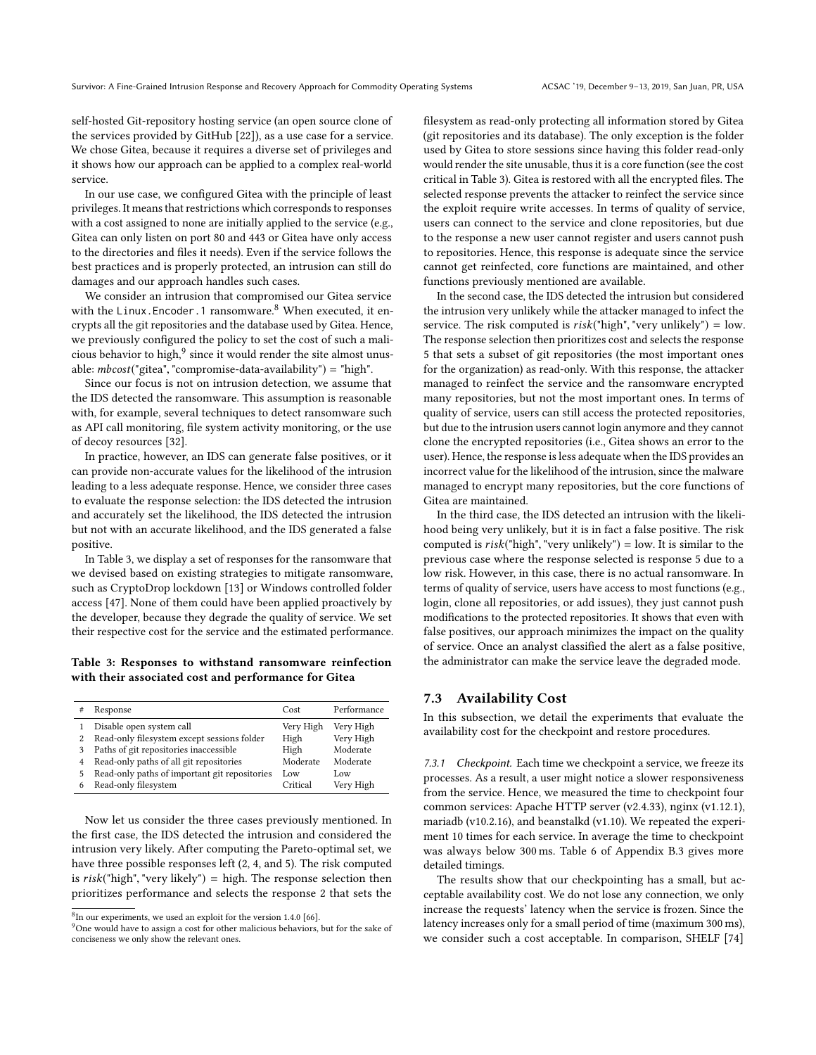self-hosted Git-repository hosting service (an open source clone of the services provided by GitHub [22]), as a use case for a service. We chose Gitea, because it requires a diverse set of privileges and it shows how our approach can be applied to a complex real-world service.

In our use case, we configured Gitea with the principle of least privileges. It means that restrictions which corresponds to responses with a cost assigned to none are initially applied to the service (e.g., Gitea can only listen on port 80 and 443 or Gitea have only access to the directories and files it needs). Even if the service follows the best practices and is properly protected, an intrusion can still do damages and our approach handles such cases.

We consider an intrusion that compromised our Gitea service with the `Linux.Encoder.1` ransomware.[8] When executed, it encrypts all the git repositories and the database used by Gitea. Hence, we previously configured the policy to set the cost of such a malicious behavior to high,[9] since it would render the site almost unusable: *mbcost*("gitea", "compromise-data-availability") = "high".

Since our focus is not on intrusion detection, we assume that the IDS detected the ransomware. This assumption is reasonable with, for example, several techniques to detect ransomware such as API call monitoring, file system activity monitoring, or the use of decoy resources [32].

In practice, however, an IDS can generate false positives, or it can provide non-accurate values for the likelihood of the intrusion leading to a less adequate response. Hence, we consider three cases to evaluate the response selection: the IDS detected the intrusion and accurately set the likelihood, the IDS detected the intrusion but not with an accurate likelihood, and the IDS generated a false positive.

In Table 3, we display a set of responses for the ransomware that we devised based on existing strategies to mitigate ransomware, such as CryptoDrop lockdown [13] or Windows controlled folder access [47]. None of them could have been applied proactively by the developer, because they degrade the quality of service. We set their respective cost for the service and the estimated performance.

**Table 3: Responses to withstand ransomware reinfection with their associated cost and performance for Gitea**

| # | Response | Cost | Performance |
|---|---|---|---|
| 1 | Disable open system call | Very High | Very High |
| 2 | Read-only filesystem except sessions folder | High | Very High |
| 3 | Paths of git repositories inaccessible | High | Moderate |
| 4 | Read-only paths of all git repositories | Moderate | Moderate |
| 5 | Read-only paths of important git repositories | Low | Low |
| 6 | Read-only filesystem | Critical | Very High |

Now let us consider the three cases previously mentioned. In the first case, the IDS detected the intrusion and considered the intrusion very likely. After computing the Pareto-optimal set, we have three possible responses left (2, 4, and 5). The risk computed is *risk*("high", "very likely") = high. The response selection then prioritizes performance and selects the response 2 that sets the filesystem as read-only protecting all information stored by Gitea (git repositories and its database). The only exception is the folder used by Gitea to store sessions since having this folder read-only would render the site unusable, thus it is a core function (see the cost critical in Table 3). Gitea is restored with all the encrypted files. The selected response prevents the attacker to reinfect the service since the exploit require write accesses. In terms of quality of service, users can connect to the service and clone repositories, but due to the response a new user cannot register and users cannot push to repositories. Hence, this response is adequate since the service cannot get reinfected, core functions are maintained, and other functions previously mentioned are available.

In the second case, the IDS detected the intrusion but considered the intrusion very unlikely while the attacker managed to infect the service. The risk computed is *risk*("high", "very unlikely") = low. The response selection then prioritizes cost and selects the response 5 that sets a subset of git repositories (the most important ones for the organization) as read-only. With this response, the attacker managed to reinfect the service and the ransomware encrypted many repositories, but not the most important ones. In terms of quality of service, users can still access the protected repositories, but due to the intrusion users cannot login anymore and they cannot clone the encrypted repositories (i.e., Gitea shows an error to the user). Hence, the response is less adequate when the IDS provides an incorrect value for the likelihood of the intrusion, since the malware managed to encrypt many repositories, but the core functions of Gitea are maintained.

In the third case, the IDS detected an intrusion with the likelihood being very unlikely, but it is in fact a false positive. The risk computed is *risk*("high", "very unlikely") = low. It is similar to the previous case where the response selected is response 5 due to a low risk. However, in this case, there is no actual ransomware. In terms of quality of service, users have access to most functions (e.g., login, clone all repositories, or add issues), they just cannot push modifications to the protected repositories. It shows that even with false positives, our approach minimizes the impact on the quality of service. Once an analyst classified the alert as a false positive, the administrator can make the service leave the degraded mode.

## 7.3 Availability Cost

In this subsection, we detail the experiments that evaluate the availability cost for the checkpoint and restore procedures.

*7.3.1 Checkpoint.* Each time we checkpoint a service, we freeze its processes. As a result, a user might notice a slower responsiveness from the service. Hence, we measured the time to checkpoint four common services: Apache HTTP server (v2.4.33), nginx (v1.12.1), mariadb (v10.2.16), and beanstalkd (v1.10). We repeated the experiment 10 times for each service. In average the time to checkpoint was always below 300 ms. Table 6 of Appendix B.3 gives more detailed timings.

The results show that our checkpointing has a small, but acceptable availability cost. We do not lose any connection, we only increase the requests' latency when the service is frozen. Since the latency increases only for a small period of time (maximum 300 ms), we consider such a cost acceptable. In comparison, SHELF [74]

[8] In our experiments, we used an exploit for the version 1.4.0 [66].

[9] One would have to assign a cost for other malicious behaviors, but for the sake of conciseness we only show the relevant ones.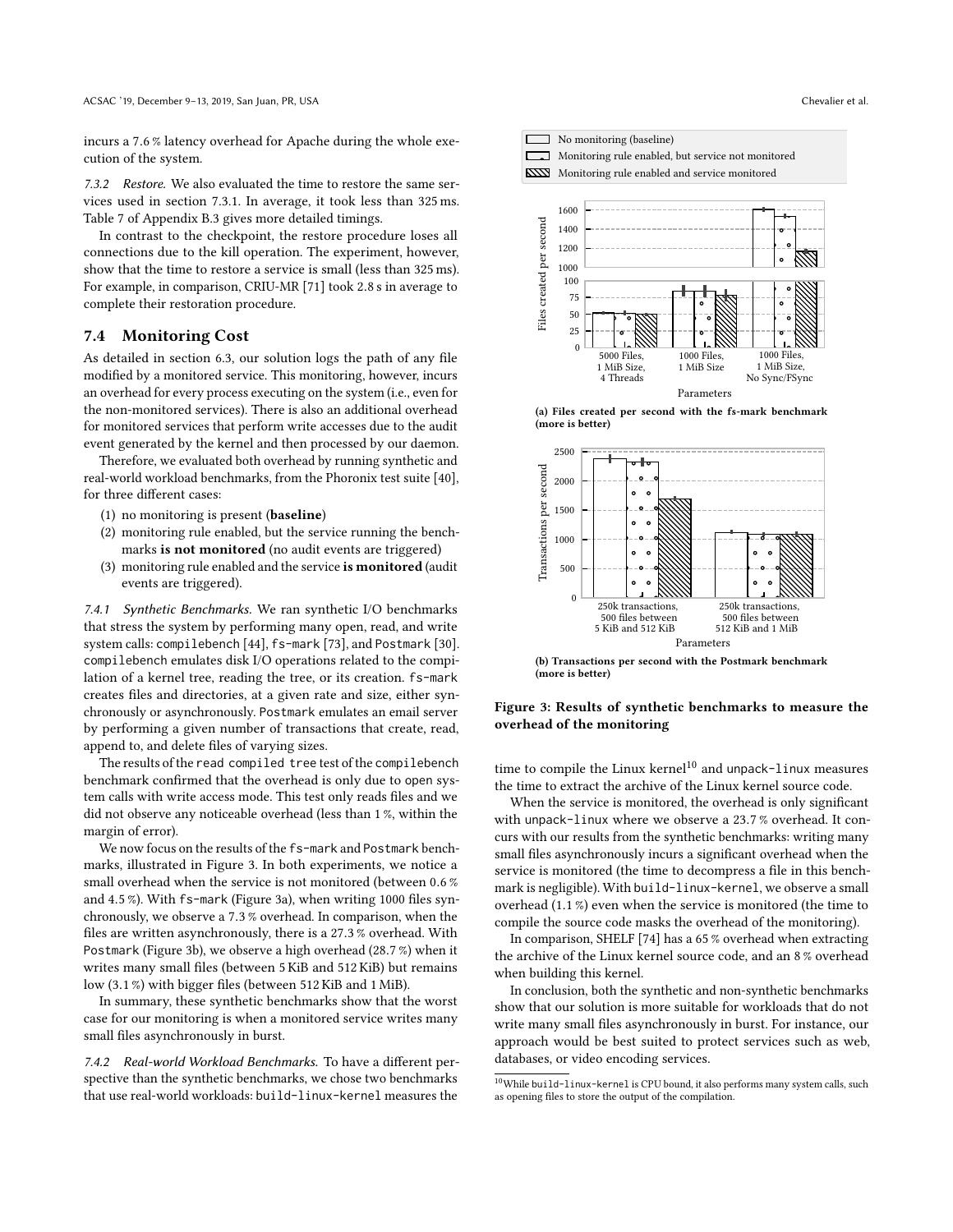incurs a 7.6 % latency overhead for Apache during the whole execution of the system.

*7.3.2 Restore.* We also evaluated the time to restore the same services used in section 7.3.1. In average, it took less than 325 ms. Table 7 of Appendix B.3 gives more detailed timings.

In contrast to the checkpoint, the restore procedure loses all connections due to the kill operation. The experiment, however, show that the time to restore a service is small (less than 325 ms). For example, in comparison, CRIU-MR [71] took 2.8 s in average to complete their restoration procedure.

## 7.4 Monitoring Cost

As detailed in section 6.3, our solution logs the path of any file modified by a monitored service. This monitoring, however, incurs an overhead for every process executing on the system (i.e., even for the non-monitored services). There is also an additional overhead for monitored services that perform write accesses due to the audit event generated by the kernel and then processed by our daemon.

Therefore, we evaluated both overhead by running synthetic and real-world workload benchmarks, from the Phoronix test suite [40], for three different cases:

1. no monitoring is present (**baseline**)
2. monitoring rule enabled, but the service running the benchmarks **is not monitored** (no audit events are triggered)
3. monitoring rule enabled and the service **is monitored** (audit events are triggered).

*7.4.1 Synthetic Benchmarks.* We ran synthetic I/O benchmarks that stress the system by performing many open, read, and write system calls: `compilebench` [44], `fs-mark` [73], and `Postmark` [30]. `compilebench` emulates disk I/O operations related to the compilation of a kernel tree, reading the tree, or its creation. `fs-mark` creates files and directories, at a given rate and size, either synchronously or asynchronously. `Postmark` emulates an email server by performing a given number of transactions that create, read, append to, and delete files of varying sizes.

The results of the `read compiled tree` test of the `compilebench` benchmark confirmed that the overhead is only due to `open` system calls with write access mode. This test only reads files and we did not observe any noticeable overhead (less than 1 %, within the margin of error).

We now focus on the results of the `fs-mark` and `Postmark` benchmarks, illustrated in Figure 3. In both experiments, we notice a small overhead when the service is not monitored (between 0.6 % and 4.5 %). With `fs-mark` (Figure 3a), when writing 1000 files synchronously, we observe a 7.3 % overhead. In comparison, when the files are written asynchronously, there is a 27.3 % overhead. With `Postmark` (Figure 3b), we observe a high overhead (28.7 %) when it writes many small files (between 5 KiB and 512 KiB) but remains low (3.1 %) with bigger files (between 512 KiB and 1 MiB).

In summary, these synthetic benchmarks show that the worst case for our monitoring is when a monitored service writes many small files asynchronously in burst.

*7.4.2 Real-world Workload Benchmarks.* To have a different perspective than the synthetic benchmarks, we chose two benchmarks that use real-world workloads: `build-linux-kernel` measures the time to compile the Linux kernel[10] and `unpack-linux` measures the time to extract the archive of the Linux kernel source code.

(a) Files created per second with the fs-mark benchmark (more is better)

(b) Transactions per second with the Postmark benchmark (more is better)

**Figure 3: Results of synthetic benchmarks to measure the overhead of the monitoring**

When the service is monitored, the overhead is only significant with `unpack-linux` where we observe a 23.7 % overhead. It concurs with our results from the synthetic benchmarks: writing many small files asynchronously incurs a significant overhead when the service is monitored (the time to decompress a file in this benchmark is negligible). With `build-linux-kernel`, we observe a small overhead (1.1 %) even when the service is monitored (the time to compile the source code masks the overhead of the monitoring).

In comparison, SHELF [74] has a 65 % overhead when extracting the archive of the Linux kernel source code, and an 8 % overhead when building this kernel.

In conclusion, both the synthetic and non-synthetic benchmarks show that our solution is more suitable for workloads that do not write many small files asynchronously in burst. For instance, our approach would be best suited to protect services such as web, databases, or video encoding services.

[10] While `build-linux-kernel` is CPU bound, it also performs many system calls, such as opening files to store the output of the compilation.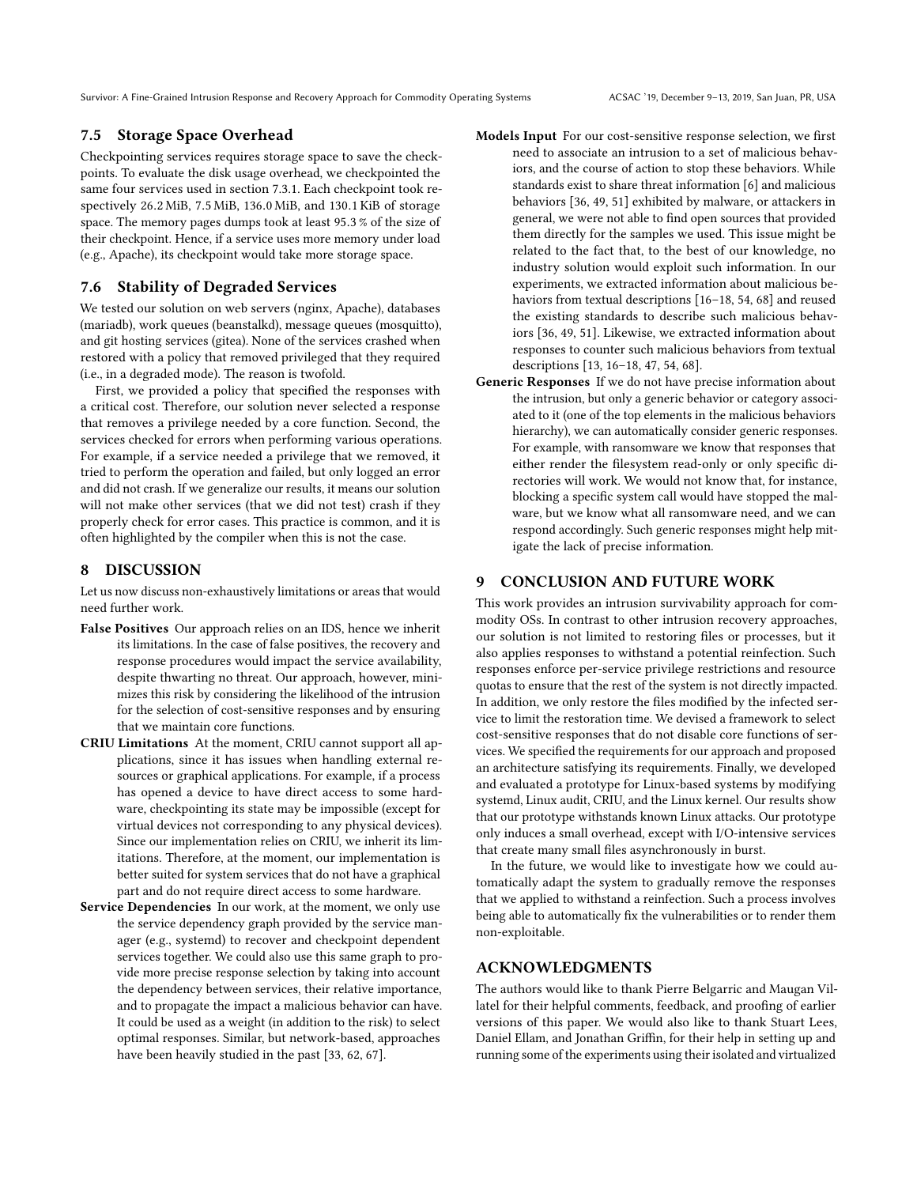## 7.5 Storage Space Overhead

Checkpointing services requires storage space to save the checkpoints. To evaluate the disk usage overhead, we checkpointed the same four services used in section 7.3.1. Each checkpoint took respectively 26.2 MiB, 7.5 MiB, 136.0 MiB, and 130.1 KiB of storage space. The memory pages dumps took at least 95.3 % of the size of their checkpoint. Hence, if a service uses more memory under load (e.g., Apache), its checkpoint would take more storage space.

## 7.6 Stability of Degraded Services

We tested our solution on web servers (nginx, Apache), databases (mariadb), work queues (beanstalkd), message queues (mosquitto), and git hosting services (gitea). None of the services crashed when restored with a policy that removed privileged that they required (i.e., in a degraded mode). The reason is twofold.

First, we provided a policy that specified the responses with a critical cost. Therefore, our solution never selected a response that removes a privilege needed by a core function. Second, the services checked for errors when performing various operations. For example, if a service needed a privilege that we removed, it tried to perform the operation and failed, but only logged an error and did not crash. If we generalize our results, it means our solution will not make other services (that we did not test) crash if they properly check for error cases. This practice is common, and it is often highlighted by the compiler when this is not the case.

# 8 DISCUSSION

Let us now discuss non-exhaustively limitations or areas that would need further work.

**False Positives** Our approach relies on an IDS, hence we inherit its limitations. In the case of false positives, the recovery and response procedures would impact the service availability, despite thwarting no threat. Our approach, however, minimizes this risk by considering the likelihood of the intrusion for the selection of cost-sensitive responses and by ensuring that we maintain core functions.

**CRIU Limitations** At the moment, CRIU cannot support all applications, since it has issues when handling external resources or graphical applications. For example, if a process has opened a device to have direct access to some hardware, checkpointing its state may be impossible (except for virtual devices not corresponding to any physical devices). Since our implementation relies on CRIU, we inherit its limitations. Therefore, at the moment, our implementation is better suited for system services that do not have a graphical part and do not require direct access to some hardware.

**Service Dependencies** In our work, at the moment, we only use the service dependency graph provided by the service manager (e.g., systemd) to recover and checkpoint dependent services together. We could also use this same graph to provide more precise response selection by taking into account the dependency between services, their relative importance, and to propagate the impact a malicious behavior can have. It could be used as a weight (in addition to the risk) to select optimal responses. Similar, but network-based, approaches have been heavily studied in the past [33, 62, 67].

**Models Input** For our cost-sensitive response selection, we first need to associate an intrusion to a set of malicious behaviors, and the course of action to stop these behaviors. While standards exist to share threat information [6] and malicious behaviors [36, 49, 51] exhibited by malware, or attackers in general, we were not able to find open sources that provided them directly for the samples we used. This issue might be related to the fact that, to the best of our knowledge, no industry solution would exploit such information. In our experiments, we extracted information about malicious behaviors from textual descriptions [16–18, 54, 68] and reused the existing standards to describe such malicious behaviors [36, 49, 51]. Likewise, we extracted information about responses to counter such malicious behaviors from textual descriptions [13, 16–18, 47, 54, 68].

**Generic Responses** If we do not have precise information about the intrusion, but only a generic behavior or category associated to it (one of the top elements in the malicious behaviors hierarchy), we can automatically consider generic responses. For example, with ransomware we know that responses that either render the filesystem read-only or only specific directories will work. We would not know that, for instance, blocking a specific system call would have stopped the malware, but we know what all ransomware need, and we can respond accordingly. Such generic responses might help mitigate the lack of precise information.

# 9 CONCLUSION AND FUTURE WORK

This work provides an intrusion survivability approach for commodity OSs. In contrast to other intrusion recovery approaches, our solution is not limited to restoring files or processes, but it also applies responses to withstand a potential reinfection. Such responses enforce per-service privilege restrictions and resource quotas to ensure that the rest of the system is not directly impacted. In addition, we only restore the files modified by the infected service to limit the restoration time. We devised a framework to select cost-sensitive responses that do not disable core functions of services. We specified the requirements for our approach and proposed an architecture satisfying its requirements. Finally, we developed and evaluated a prototype for Linux-based systems by modifying systemd, Linux audit, CRIU, and the Linux kernel. Our results show that our prototype withstands known Linux attacks. Our prototype only induces a small overhead, except with I/O-intensive services that create many small files asynchronously in burst.

In the future, we would like to investigate how we could automatically adapt the system to gradually remove the responses that we applied to withstand a reinfection. Such a process involves being able to automatically fix the vulnerabilities or to render them non-exploitable.

# ACKNOWLEDGMENTS

The authors would like to thank Pierre Belgarric and Maugan Villatel for their helpful comments, feedback, and proofing of earlier versions of this paper. We would also like to thank Stuart Lees, Daniel Ellam, and Jonathan Griffin, for their help in setting up and running some of the experiments using their isolated and virtualized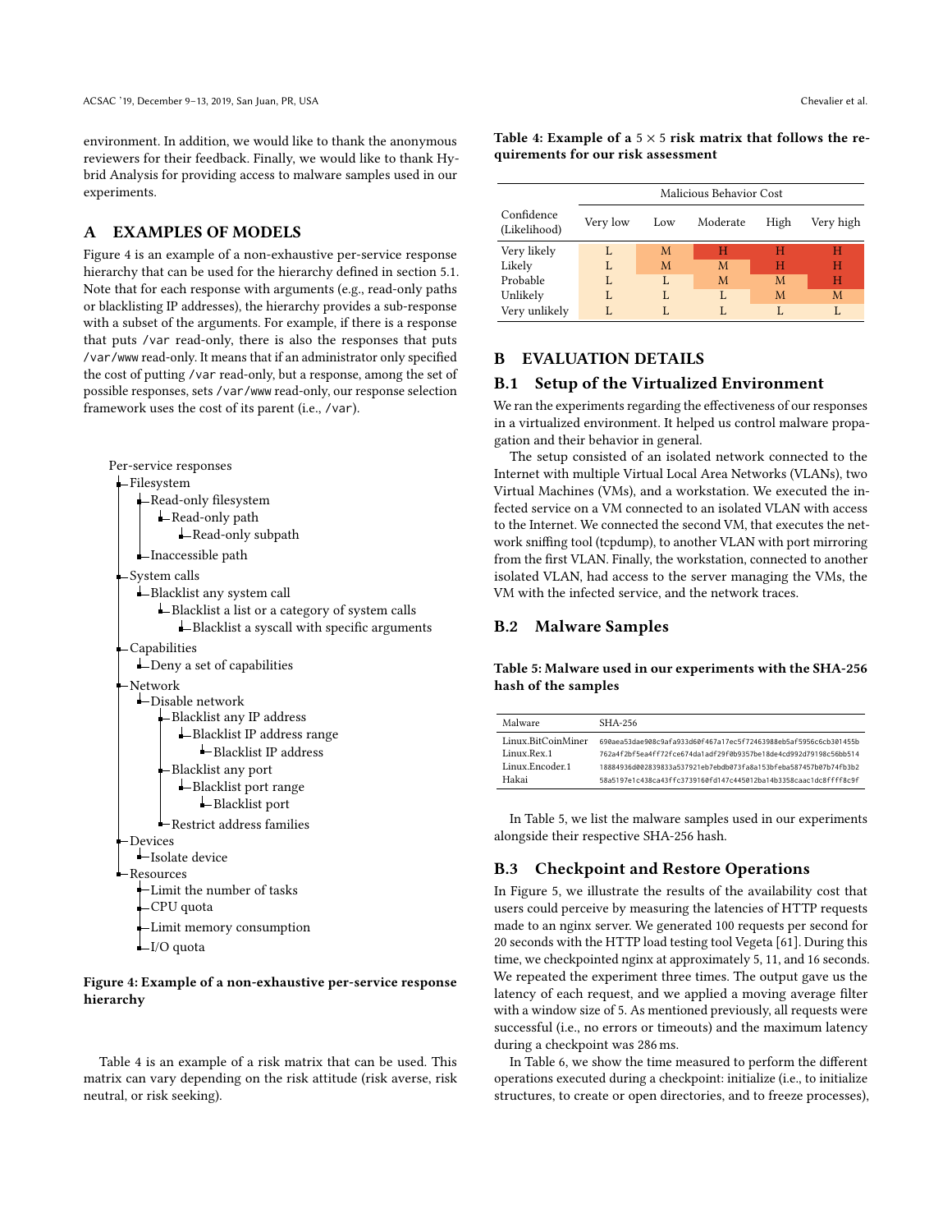environment. In addition, we would like to thank the anonymous reviewers for their feedback. Finally, we would like to thank Hybrid Analysis for providing access to malware samples used in our experiments.

## A EXAMPLES OF MODELS

Figure 4 is an example of a non-exhaustive per-service response hierarchy that can be used for the hierarchy defined in section 5.1. Note that for each response with arguments (e.g., read-only paths or blacklisting IP addresses), the hierarchy provides a sub-response with a subset of the arguments. For example, if there is a response that puts /var read-only, there is also the responses that puts /var/www read-only. It means that if an administrator only specified the cost of putting /var read-only, but a response, among the set of possible responses, sets /var/www read-only, our response selection framework uses the cost of its parent (i.e., /var).

```
Per-service responses
├─Filesystem
│ ├─Read-only filesystem
│ │ └─Read-only path
│ │   └─Read-only subpath
│ └─Inaccessible path
├─System calls
│ └─Blacklist any system call
│   └─Blacklist a list or a category of system calls
│     └─Blacklist a syscall with specific arguments
├─Capabilities
│ └─Deny a set of capabilities
├─Network
│ └─Disable network
│   ├─Blacklist any IP address
│   │ └─Blacklist IP address range
│   │   └─Blacklist IP address
│   ├─Blacklist any port
│   │ └─Blacklist port range
│   │   └─Blacklist port
│   └─Restrict address families
├─Devices
│ └─Isolate device
└─Resources
  ├─Limit the number of tasks
  ├─CPU quota
  ├─Limit memory consumption
  └─I/O quota
```

**Figure 4: Example of a non-exhaustive per-service response hierarchy**

Table 4 is an example of a risk matrix that can be used. This matrix can vary depending on the risk attitude (risk averse, risk neutral, or risk seeking).

**Table 4: Example of a $5 \times 5$ risk matrix that follows the requirements for our risk assessment**

| Confidence (Likelihood) | Malicious Behavior Cost | | | | |
|---|---|---|---|---|---|
| | Very low | Low | Moderate | High | Very high |
| Very likely | L | M | H | H | H |
| Likely | L | M | M | H | H |
| Probable | L | L | M | M | H |
| Unlikely | L | L | L | M | M |
| Very unlikely | L | L | L | L | L |

## B EVALUATION DETAILS

### B.1 Setup of the Virtualized Environment

We ran the experiments regarding the effectiveness of our responses in a virtualized environment. It helped us control malware propagation and their behavior in general.

The setup consisted of an isolated network connected to the Internet with multiple Virtual Local Area Networks (VLANs), two Virtual Machines (VMs), and a workstation. We executed the infected service on a VM connected to an isolated VLAN with access to the Internet. We connected the second VM, that executes the network sniffing tool (tcpdump), to another VLAN with port mirroring from the first VLAN. Finally, the workstation, connected to another isolated VLAN, had access to the server managing the VMs, the VM with the infected service, and the network traces.

### B.2 Malware Samples

**Table 5: Malware used in our experiments with the SHA-256 hash of the samples**

| Malware | SHA-256 |
|---|---|
| Linux.BitCoinMiner | 690aea53dae908c9afa933d60f467a17ec5f72463988eb5af5956c6cb301455b |
| Linux.Rex.1 | 762a4f2bf5ea4ff72fce674da1adf29f0b9357be18de4cd992d79198c56bb514 |
| Linux.Encoder.1 | 18884936d002839833a537921eb7ebdb073fa8a153bfeba587457b07b74fb3b2 |
| Hakai | 58a5197e1c438ca43ffc3739160fd147c445012ba14b3358caac1dc8ffff8c9f |

In Table 5, we list the malware samples used in our experiments alongside their respective SHA-256 hash.

### B.3 Checkpoint and Restore Operations

In Figure 5, we illustrate the results of the availability cost that users could perceive by measuring the latencies of HTTP requests made to an nginx server. We generated 100 requests per second for 20 seconds with the HTTP load testing tool Vegeta [61]. During this time, we checkpointed nginx at approximately 5, 11, and 16 seconds. We repeated the experiment three times. The output gave us the latency of each request, and we applied a moving average filter with a window size of 5. As mentioned previously, all requests were successful (i.e., no errors or timeouts) and the maximum latency during a checkpoint was 286 ms.

In Table 6, we show the time measured to perform the different operations executed during a checkpoint: initialize (i.e., to initialize structures, to create or open directories, and to freeze processes),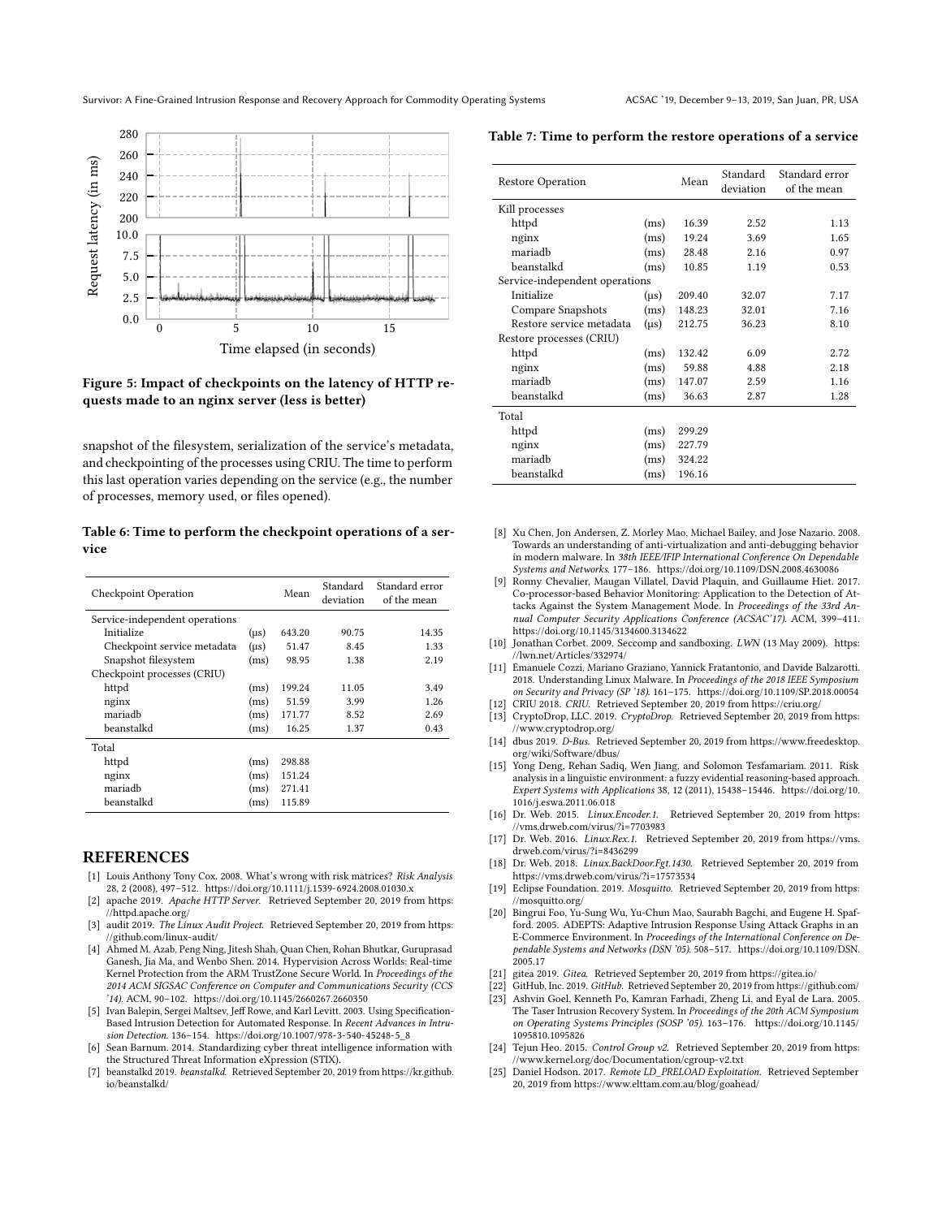Figure 5: Impact of checkpoints on the latency of HTTP requests made to an nginx server (less is better)

snapshot of the filesystem, serialization of the service's metadata, and checkpointing of the processes using CRIU. The time to perform this last operation varies depending on the service (e.g., the number of processes, memory used, or files opened).

**Table 6: Time to perform the checkpoint operations of a service**

| Checkpoint Operation | | Mean | Standard deviation | Standard error of the mean |
|---|---|---|---|---|
| Service-independent operations | | | | |
| Initialize | (μs) | 643.20 | 90.75 | 14.35 |
| Checkpoint service metadata | (μs) | 51.47 | 8.45 | 1.33 |
| Snapshot filesystem | (ms) | 98.95 | 1.38 | 2.19 |
| Checkpoint processes (CRIU) | | | | |
| httpd | (ms) | 199.24 | 11.05 | 3.49 |
| nginx | (ms) | 51.59 | 3.99 | 1.26 |
| mariadb | (ms) | 171.77 | 8.52 | 2.69 |
| beanstalkd | (ms) | 16.25 | 1.37 | 0.43 |
| Total | | | | |
| httpd | (ms) | 298.88 | | |
| nginx | (ms) | 151.24 | | |
| mariadb | (ms) | 271.41 | | |
| beanstalkd | (ms) | 115.89 | | |

**Table 7: Time to perform the restore operations of a service**

| Restore Operation | | Mean | Standard deviation | Standard error of the mean |
|---|---|---|---|---|
| Kill processes | | | | |
| httpd | (ms) | 16.39 | 2.52 | 1.13 |
| nginx | (ms) | 19.24 | 3.69 | 1.65 |
| mariadb | (ms) | 28.48 | 2.16 | 0.97 |
| beanstalkd | (ms) | 10.85 | 1.19 | 0.53 |
| Service-independent operations | | | | |
| Initialize | (μs) | 209.40 | 32.07 | 7.17 |
| Compare Snapshots | (ms) | 148.23 | 32.01 | 7.16 |
| Restore service metadata | (μs) | 212.75 | 36.23 | 8.10 |
| Restore processes (CRIU) | | | | |
| httpd | (ms) | 132.42 | 6.09 | 2.72 |
| nginx | (ms) | 59.88 | 4.88 | 2.18 |
| mariadb | (ms) | 147.07 | 2.59 | 1.16 |
| beanstalkd | (ms) | 36.63 | 2.87 | 1.28 |
| Total | | | | |
| httpd | (ms) | 299.29 | | |
| nginx | (ms) | 227.79 | | |
| mariadb | (ms) | 324.22 | | |
| beanstalkd | (ms) | 196.16 | | |

## REFERENCES

[1] Louis Anthony Tony Cox. 2008. What's wrong with risk matrices? *Risk Analysis* 28, 2 (2008), 497–512. https://doi.org/10.1111/j.1539-6924.2008.01030.x

[2] apache 2019. *Apache HTTP Server*. Retrieved September 20, 2019 from https://httpd.apache.org/

[3] audit 2019. *The Linux Audit Project*. Retrieved September 20, 2019 from https://github.com/linux-audit/

[4] Ahmed M. Azab, Peng Ning, Jitesh Shah, Quan Chen, Rohan Bhutkar, Guruprasad Ganesh, Jia Ma, and Wenbo Shen. 2014. Hypervision Across Worlds: Real-time Kernel Protection from the ARM TrustZone Secure World. In *Proceedings of the 2014 ACM SIGSAC Conference on Computer and Communications Security (CCS '14)*. ACM, 90–102. https://doi.org/10.1145/2660267.2660350

[5] Ivan Balepin, Sergei Maltsev, Jeff Rowe, and Karl Levitt. 2003. Using Specification-Based Intrusion Detection for Automated Response. In *Recent Advances in Intrusion Detection*. 136–154. https://doi.org/10.1007/978-3-540-45248-5_8

[6] Sean Barnum. 2014. Standardizing cyber threat intelligence information with the Structured Threat Information eXpression (STIX).

[7] beanstalkd 2019. *beanstalkd*. Retrieved September 20, 2019 from https://kr.github.io/beanstalkd/

[8] Xu Chen, Jon Andersen, Z. Morley Mao, Michael Bailey, and Jose Nazario. 2008. Towards an understanding of anti-virtualization and anti-debugging behavior in modern malware. In *38th IEEE/IFIP International Conference On Dependable Systems and Networks*. 177–186. https://doi.org/10.1109/DSN.2008.4630086

[9] Ronny Chevalier, Maugan Villatel, David Plaquin, and Guillaume Hiet. 2017. Co-processor-based Behavior Monitoring: Application to the Detection of Attacks Against the System Management Mode. In *Proceedings of the 33rd Annual Computer Security Applications Conference (ACSAC'17)*. ACM, 399–411. https://doi.org/10.1145/3134600.3134622

[10] Jonathan Corbet. 2009. Seccomp and sandboxing. *LWN* (13 May 2009). https://lwn.net/Articles/332974/

[11] Emanuele Cozzi, Mariano Graziano, Yannick Fratantonio, and Davide Balzarotti. 2018. Understanding Linux Malware. In *Proceedings of the 2018 IEEE Symposium on Security and Privacy (SP '18)*. 161–175. https://doi.org/10.1109/SP.2018.00054

[12] CRIU 2018. *CRIU*. Retrieved September 20, 2019 from https://criu.org/

[13] CryptoDrop, LLC. 2019. *CryptoDrop*. Retrieved September 20, 2019 from https://www.cryptodrop.org/

[14] dbus 2019. *D-Bus*. Retrieved September 20, 2019 from https://www.freedesktop.org/wiki/Software/dbus/

[15] Yong Deng, Rehan Sadiq, Wen Jiang, and Solomon Tesfamariam. 2011. Risk analysis in a linguistic environment: a fuzzy evidential reasoning-based approach. *Expert Systems with Applications* 38, 12 (2011), 15438–15446. https://doi.org/10.1016/j.eswa.2011.06.018

[16] Dr. Web. 2015. *Linux.Encoder.1*. Retrieved September 20, 2019 from https://vms.drweb.com/virus/?i=7703983

[17] Dr. Web. 2016. *Linux.Rex.1*. Retrieved September 20, 2019 from https://vms.drweb.com/virus/?i=8436299

[18] Dr. Web. 2018. *Linux.BackDoor.Fgt.1430*. Retrieved September 20, 2019 from https://vms.drweb.com/virus/?i=17573534

[19] Eclipse Foundation. 2019. *Mosquitto*. Retrieved September 20, 2019 from https://mosquitto.org/

[20] Bingrui Foo, Yu-Sung Wu, Yu-Chun Mao, Saurabh Bagchi, and Eugene H. Spafford. 2005. ADEPTS: Adaptive Intrusion Response Using Attack Graphs in an E-Commerce Environment. In *Proceedings of the International Conference on Dependable Systems and Networks (DSN '05)*. 508–517. https://doi.org/10.1109/DSN.2005.17

[21] gitea 2019. *Gitea*. Retrieved September 20, 2019 from https://gitea.io/

[22] GitHub, Inc. 2019. *GitHub*. Retrieved September 20, 2019 from https://github.com/

[23] Ashvin Goel, Kenneth Po, Kamran Farhadi, Zheng Li, and Eyal de Lara. 2005. The Taser Intrusion Recovery System. In *Proceedings of the 20th ACM Symposium on Operating Systems Principles (SOSP '05)*. 163–176. https://doi.org/10.1145/1095810.1095826

[24] Tejun Heo. 2015. *Control Group v2*. Retrieved September 20, 2019 from https://www.kernel.org/doc/Documentation/cgroup-v2.txt

[25] Daniel Hodson. 2017. *Remote LD_PRELOAD Exploitation*. Retrieved September 20, 2019 from https://www.elttam.com.au/blog/goahead/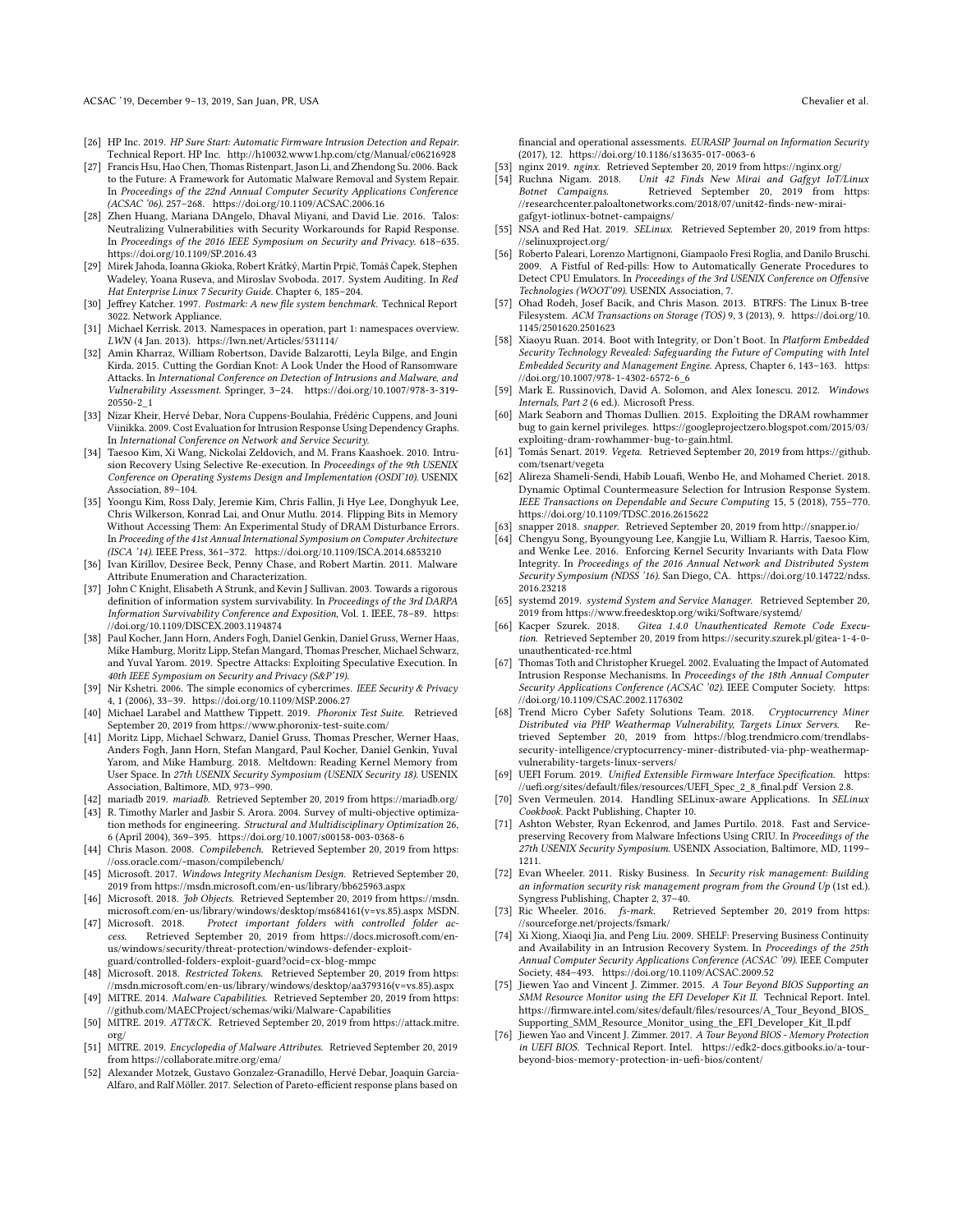[26] HP Inc. 2019. *HP Sure Start: Automatic Firmware Intrusion Detection and Repair.* Technical Report. HP Inc. http://h10032.www1.hp.com/ctg/Manual/c06216928

[27] Francis Hsu, Hao Chen, Thomas Ristenpart, Jason Li, and Zhendong Su. 2006. Back to the Future: A Framework for Automatic Malware Removal and System Repair. In *Proceedings of the 22nd Annual Computer Security Applications Conference (ACSAC '06)*. 257–268. https://doi.org/10.1109/ACSAC.2006.16

[28] Zhen Huang, Mariana DAngelo, Dhaval Miyani, and David Lie. 2016. Talos: Neutralizing Vulnerabilities with Security Workarounds for Rapid Response. In *Proceedings of the 2016 IEEE Symposium on Security and Privacy*. 618–635. https://doi.org/10.1109/SP.2016.43

[29] Mirek Jahoda, Ioanna Gkioka, Robert Krátký, Martin Prpič, Tomáš Čapek, Stephen Wadeley, Yoana Ruseva, and Miroslav Svoboda. 2017. System Auditing. In *Red Hat Enterprise Linux 7 Security Guide*. Chapter 6, 185–204.

[30] Jeffrey Katcher. 1997. *Postmark: A new file system benchmark.* Technical Report 3022. Network Appliance.

[31] Michael Kerrisk. 2013. Namespaces in operation, part 1: namespaces overview. *LWN* (4 Jan. 2013). https://lwn.net/Articles/531114/

[32] Amin Kharraz, William Robertson, Davide Balzarotti, Leyla Bilge, and Engin Kirda. 2015. Cutting the Gordian Knot: A Look Under the Hood of Ransomware Attacks. In *International Conference on Detection of Intrusions and Malware, and Vulnerability Assessment*. Springer, 3–24. https://doi.org/10.1007/978-3-319-20550-2_1

[33] Nizar Kheir, Hervé Debar, Nora Cuppens-Boulahia, Frédéric Cuppens, and Jouni Viinikka. 2009. Cost Evaluation for Intrusion Response Using Dependency Graphs. In *International Conference on Network and Service Security*.

[34] Taesoo Kim, Xi Wang, Nickolai Zeldovich, and M. Frans Kaashoek. 2010. Intrusion Recovery Using Selective Re-execution. In *Proceedings of the 9th USENIX Conference on Operating Systems Design and Implementation (OSDI'10)*. USENIX Association, 89–104.

[35] Yoongu Kim, Ross Daly, Jeremie Kim, Chris Fallin, Ji Hye Lee, Donghyuk Lee, Chris Wilkerson, Konrad Lai, and Onur Mutlu. 2014. Flipping Bits in Memory Without Accessing Them: An Experimental Study of DRAM Disturbance Errors. In *Proceeding of the 41st Annual International Symposium on Computer Architecture (ISCA '14)*. IEEE Press, 361–372. https://doi.org/10.1109/ISCA.2014.6853210

[36] Ivan Kirillov, Desiree Beck, Penny Chase, and Robert Martin. 2011. Malware Attribute Enumeration and Characterization.

[37] John C Knight, Elisabeth A Strunk, and Kevin J Sullivan. 2003. Towards a rigorous definition of information system survivability. In *Proceedings of the 3rd DARPA Information Survivability Conference and Exposition*, Vol. 1. IEEE, 78–89. https://doi.org/10.1109/DISCEX.2003.1194874

[38] Paul Kocher, Jann Horn, Anders Fogh, Daniel Genkin, Daniel Gruss, Werner Haas, Mike Hamburg, Moritz Lipp, Stefan Mangard, Thomas Prescher, Michael Schwarz, and Yuval Yarom. 2019. Spectre Attacks: Exploiting Speculative Execution. In *40th IEEE Symposium on Security and Privacy (S&P'19)*.

[39] Nir Kshetri. 2006. The simple economics of cybercrimes. *IEEE Security & Privacy* 4, 1 (2006), 33–39. https://doi.org/10.1109/MSP.2006.27

[40] Michael Larabel and Matthew Tippett. 2019. *Phoronix Test Suite*. Retrieved September 20, 2019 from https://www.phoronix-test-suite.com/

[41] Moritz Lipp, Michael Schwarz, Daniel Gruss, Thomas Prescher, Werner Haas, Anders Fogh, Jann Horn, Stefan Mangard, Paul Kocher, Daniel Genkin, Yuval Yarom, and Mike Hamburg. 2018. Meltdown: Reading Kernel Memory from User Space. In *27th USENIX Security Symposium (USENIX Security 18)*. USENIX Association, Baltimore, MD, 973–990.

[42] mariadb 2019. *mariadb*. Retrieved September 20, 2019 from https://mariadb.org/

[43] R. Timothy Marler and Jasbir S. Arora. 2004. Survey of multi-objective optimization methods for engineering. *Structural and Multidisciplinary Optimization* 26, 6 (April 2004), 369–395. https://doi.org/10.1007/s00158-003-0368-6

[44] Chris Mason. 2008. *Compilebench*. Retrieved September 20, 2019 from https://oss.oracle.com/~mason/compilebench/

[45] Microsoft. 2017. *Windows Integrity Mechanism Design*. Retrieved September 20, 2019 from https://msdn.microsoft.com/en-us/library/bb625963.aspx

[46] Microsoft. 2018. *Job Objects*. Retrieved September 20, 2019 from https://msdn.microsoft.com/en-us/library/windows/desktop/ms684161(v=vs.85).aspx MSDN.

[47] Microsoft. 2018. *Protect important folders with controlled folder access*. Retrieved September 20, 2019 from https://docs.microsoft.com/en-us/windows/security/threat-protection/windows-defender-exploit-guard/controlled-folders-exploit-guard?ocid=cx-blog-mmpc

[48] Microsoft. 2018. *Restricted Tokens*. Retrieved September 20, 2019 from https://msdn.microsoft.com/en-us/library/windows/desktop/aa379316(v=vs.85).aspx

[49] MITRE. 2014. *Malware Capabilities*. Retrieved September 20, 2019 from https://github.com/MAECProject/schemas/wiki/Malware-Capabilities

[50] MITRE. 2019. *ATT&CK*. Retrieved September 20, 2019 from https://attack.mitre.org/

[51] MITRE. 2019. *Encyclopedia of Malware Attributes*. Retrieved September 20, 2019 from https://collaborate.mitre.org/ema/

[52] Alexander Motzek, Gustavo Gonzalez-Granadillo, Hervé Debar, Joaquin Garcia-Alfaro, and Ralf Möller. 2017. Selection of Pareto-efficient response plans based on financial and operational assessments. *EURASIP Journal on Information Security* (2017), 12. https://doi.org/10.1186/s13635-017-0063-6

[53] nginx 2019. *nginx*. Retrieved September 20, 2019 from https://nginx.org/

[54] Ruchna Nigam. 2018. *Unit 42 Finds New Mirai and Gafgyt IoT/Linux Botnet Campaigns*. Retrieved September 20, 2019 from https://researchcenter.paloaltonetworks.com/2018/07/unit42-finds-new-mirai-gafgyt-iotlinux-botnet-campaigns/

[55] NSA and Red Hat. 2019. *SELinux*. Retrieved September 20, 2019 from https://selinuxproject.org/

[56] Roberto Paleari, Lorenzo Martignoni, Giampaolo Fresi Roglia, and Danilo Bruschi. 2009. A Fistful of Red-pills: How to Automatically Generate Procedures to Detect CPU Emulators. In *Proceedings of the 3rd USENIX Conference on Offensive Technologies (WOOT'09)*. USENIX Association, 7.

[57] Ohad Rodeh, Josef Bacik, and Chris Mason. 2013. BTRFS: The Linux B-tree Filesystem. *ACM Transactions on Storage (TOS)* 9, 3 (2013), 9. https://doi.org/10.1145/2501620.2501623

[58] Xiaoyu Ruan. 2014. Boot with Integrity, or Don't Boot. In *Platform Embedded Security Technology Revealed: Safeguarding the Future of Computing with Intel Embedded Security and Management Engine*. Apress, Chapter 6, 143–163. https://doi.org/10.1007/978-1-4302-6572-6_6

[59] Mark E. Russinovich, David A. Solomon, and Alex Ionescu. 2012. *Windows Internals, Part 2* (6 ed.). Microsoft Press.

[60] Mark Seaborn and Thomas Dullien. 2015. Exploiting the DRAM rowhammer bug to gain kernel privileges. https://googleprojectzero.blogspot.com/2015/03/exploiting-dram-rowhammer-bug-to-gain.html.

[61] Tomás Senart. 2019. *Vegeta*. Retrieved September 20, 2019 from https://github.com/tsenart/vegeta

[62] Alireza Shameli-Sendi, Habib Louafi, Wenbo He, and Mohamed Cheriet. 2018. Dynamic Optimal Countermeasure Selection for Intrusion Response System. *IEEE Transactions on Dependable and Secure Computing* 15, 5 (2018), 755–770. https://doi.org/10.1109/TDSC.2016.2615622

[63] snapper 2018. *snapper*. Retrieved September 20, 2019 from http://snapper.io/

[64] Chengyu Song, Byoungyoung Lee, Kangjie Lu, William R. Harris, Taesoo Kim, and Wenke Lee. 2016. Enforcing Kernel Security Invariants with Data Flow Integrity. In *Proceedings of the 2016 Annual Network and Distributed System Security Symposium (NDSS '16)*. San Diego, CA. https://doi.org/10.14722/ndss.2016.23218

[65] systemd 2019. *systemd System and Service Manager*. Retrieved September 20, 2019 from https://www.freedesktop.org/wiki/Software/systemd/

[66] Kacper Szurek. 2018. *Gitea 1.4.0 Unauthenticated Remote Code Execution*. Retrieved September 20, 2019 from https://security.szurek.pl/gitea-1-4-0-unauthenticated-rce.html

[67] Thomas Toth and Christopher Kruegel. 2002. Evaluating the Impact of Automated Intrusion Response Mechanisms. In *Proceedings of the 18th Annual Computer Security Applications Conference (ACSAC '02)*. IEEE Computer Society. https://doi.org/10.1109/CSAC.2002.1176302

[68] Trend Micro Cyber Safety Solutions Team. 2018. *Cryptocurrency Miner Distributed via PHP Weathermap Vulnerability, Targets Linux Servers*. Retrieved September 20, 2019 from https://blog.trendmicro.com/trendlabs-security-intelligence/cryptocurrency-miner-distributed-via-php-weathermap-vulnerability-targets-linux-servers/

[69] UEFI Forum. 2019. *Unified Extensible Firmware Interface Specification*. https://uefi.org/sites/default/files/resources/UEFI_Spec_2_8_final.pdf Version 2.8.

[70] Sven Vermeulen. 2014. Handling SELinux-aware Applications. In *SELinux Cookbook*. Packt Publishing, Chapter 10.

[71] Ashton Webster, Ryan Eckenrod, and James Purtilo. 2018. Fast and Service-preserving Recovery from Malware Infections Using CRIU. In *Proceedings of the 27th USENIX Security Symposium*. USENIX Association, Baltimore, MD, 1199–1211.

[72] Evan Wheeler. 2011. Risky Business. In *Security risk management: Building an information security risk management program from the Ground Up* (1st ed.). Syngress Publishing, Chapter 2, 37–40.

[73] Ric Wheeler. 2016. *fs-mark*. Retrieved September 20, 2019 from https://sourceforge.net/projects/fsmark/

[74] Xi Xiong, Xiaoqi Jia, and Peng Liu. 2009. SHELF: Preserving Business Continuity and Availability in an Intrusion Recovery System. In *Proceedings of the 25th Annual Computer Security Applications Conference (ACSAC '09)*. IEEE Computer Society, 484–493. https://doi.org/10.1109/ACSAC.2009.52

[75] Jiewen Yao and Vincent J. Zimmer. 2015. *A Tour Beyond BIOS Supporting an SMM Resource Monitor using the EFI Developer Kit II*. Technical Report. Intel. https://firmware.intel.com/sites/default/files/resources/A_Tour_Beyond_BIOS_Supporting_SMM_Resource_Monitor_using_the_EFI_Developer_Kit_II.pdf

[76] Jiewen Yao and Vincent J. Zimmer. 2017. *A Tour Beyond BIOS - Memory Protection in UEFI BIOS*. Technical Report. Intel. https://edk2-docs.gitbooks.io/a-tour-beyond-bios-memory-protection-in-uefi-bios/content/